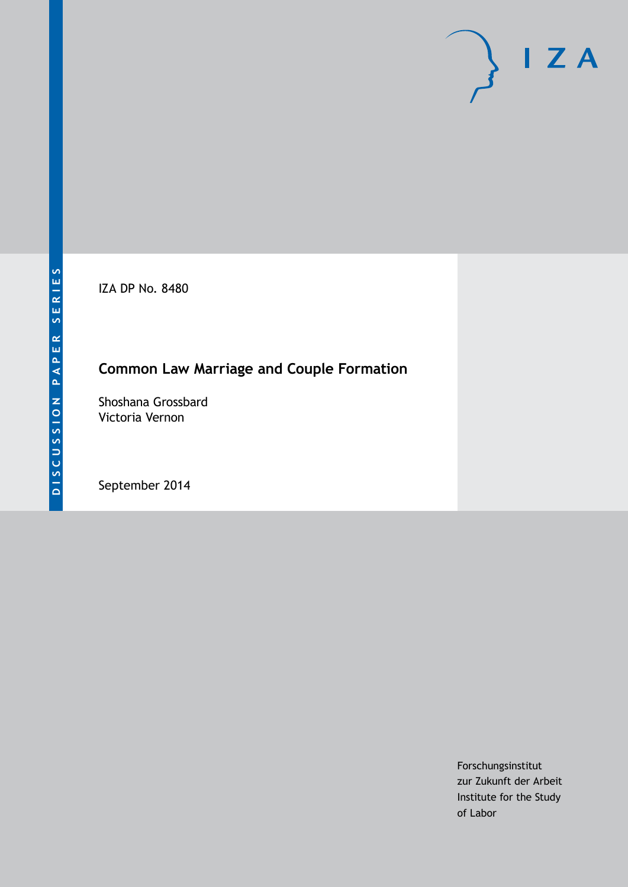DISCUSSION PAPER SERIES

IZA DP No. 8480

# Common Law Marriage and Couple Formation

Shoshana Grossbard
Victoria Vernon

September 2014

Forschungsinstitut
zur Zukunft der Arbeit
Institute for the Study
of Labor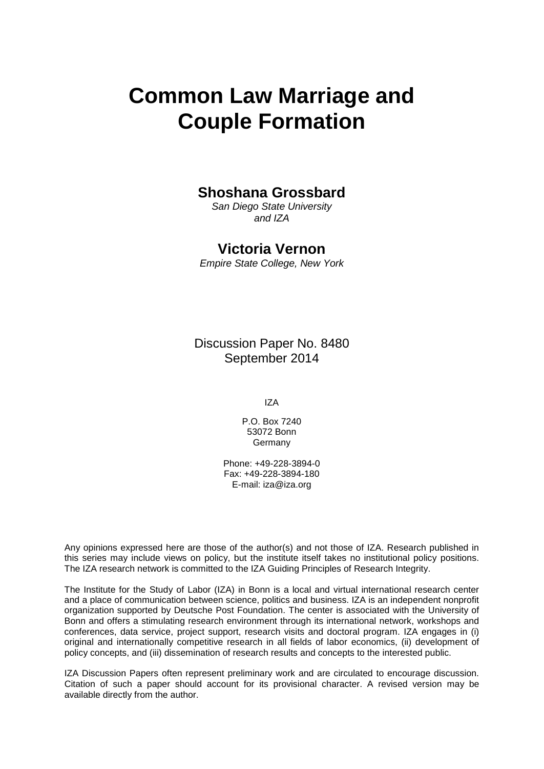# Common Law Marriage and Couple Formation

**Shoshana Grossbard**

*San Diego State University and IZA*

**Victoria Vernon**

*Empire State College, New York*

Discussion Paper No. 8480
September 2014

IZA

P.O. Box 7240
53072 Bonn
Germany

Phone: +49-228-3894-0
Fax: +49-228-3894-180
E-mail: iza@iza.org

Any opinions expressed here are those of the author(s) and not those of IZA. Research published in this series may include views on policy, but the institute itself takes no institutional policy positions. The IZA research network is committed to the IZA Guiding Principles of Research Integrity.

The Institute for the Study of Labor (IZA) in Bonn is a local and virtual international research center and a place of communication between science, politics and business. IZA is an independent nonprofit organization supported by Deutsche Post Foundation. The center is associated with the University of Bonn and offers a stimulating research environment through its international network, workshops and conferences, data service, project support, research visits and doctoral program. IZA engages in (i) original and internationally competitive research in all fields of labor economics, (ii) development of policy concepts, and (iii) dissemination of research results and concepts to the interested public.

IZA Discussion Papers often represent preliminary work and are circulated to encourage discussion. Citation of such a paper should account for its provisional character. A revised version may be available directly from the author.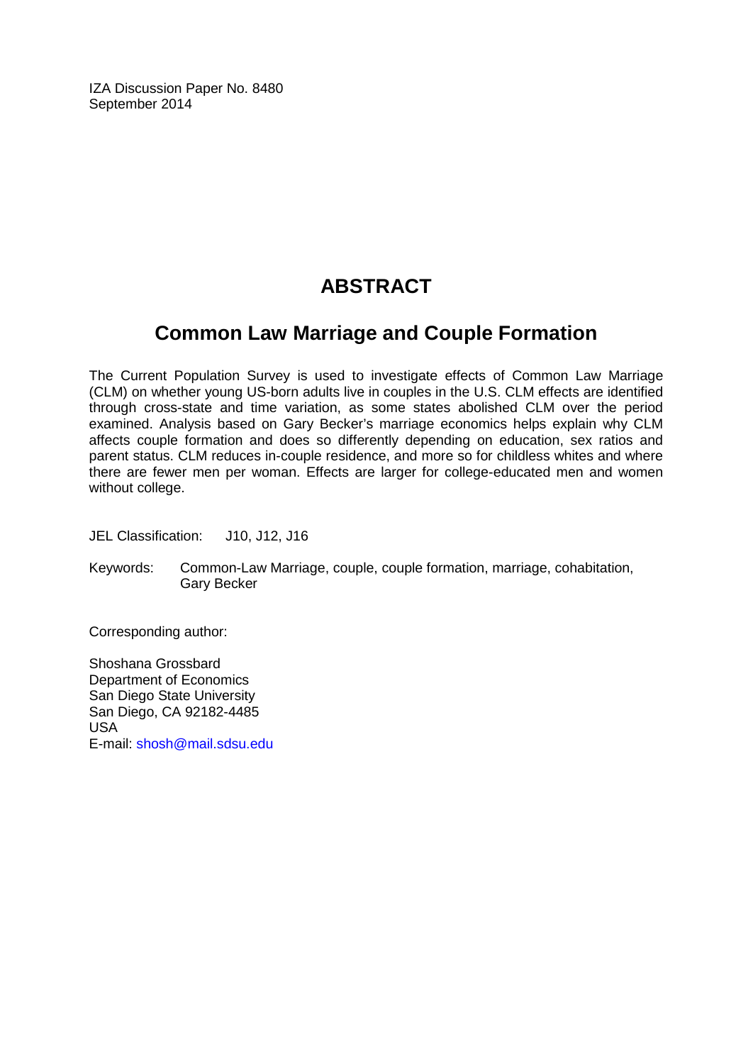IZA Discussion Paper No. 8480
September 2014

# ABSTRACT

## Common Law Marriage and Couple Formation

The Current Population Survey is used to investigate effects of Common Law Marriage (CLM) on whether young US-born adults live in couples in the U.S. CLM effects are identified through cross-state and time variation, as some states abolished CLM over the period examined. Analysis based on Gary Becker's marriage economics helps explain why CLM affects couple formation and does so differently depending on education, sex ratios and parent status. CLM reduces in-couple residence, and more so for childless whites and where there are fewer men per woman. Effects are larger for college-educated men and women without college.

JEL Classification: J10, J12, J16

Keywords: Common-Law Marriage, couple, couple formation, marriage, cohabitation, Gary Becker

Corresponding author:

Shoshana Grossbard
Department of Economics
San Diego State University
San Diego, CA 92182-4485
USA
E-mail: shosh@mail.sdsu.edu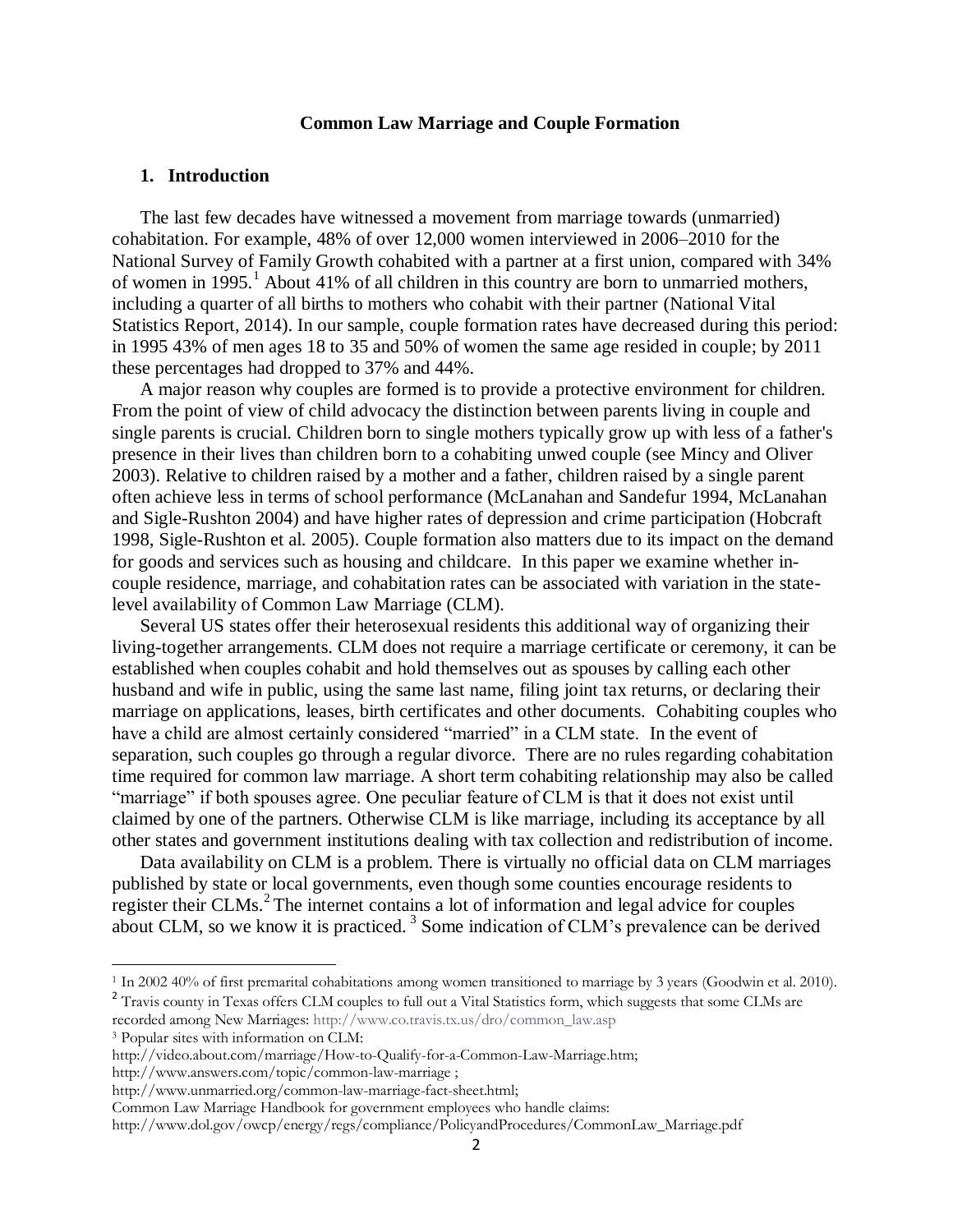**Common Law Marriage and Couple Formation**

## 1. Introduction

The last few decades have witnessed a movement from marriage towards (unmarried) cohabitation. For example, 48% of over 12,000 women interviewed in 2006–2010 for the National Survey of Family Growth cohabited with a partner at a first union, compared with 34% of women in 1995.[1] About 41% of all children in this country are born to unmarried mothers, including a quarter of all births to mothers who cohabit with their partner (National Vital Statistics Report, 2014). In our sample, couple formation rates have decreased during this period: in 1995 43% of men ages 18 to 35 and 50% of women the same age resided in couple; by 2011 these percentages had dropped to 37% and 44%.

A major reason why couples are formed is to provide a protective environment for children. From the point of view of child advocacy the distinction between parents living in couple and single parents is crucial. Children born to single mothers typically grow up with less of a father's presence in their lives than children born to a cohabiting unwed couple (see Mincy and Oliver 2003). Relative to children raised by a mother and a father, children raised by a single parent often achieve less in terms of school performance (McLanahan and Sandefur 1994, McLanahan and Sigle-Rushton 2004) and have higher rates of depression and crime participation (Hobcraft 1998, Sigle-Rushton et al. 2005). Couple formation also matters due to its impact on the demand for goods and services such as housing and childcare. In this paper we examine whether in-couple residence, marriage, and cohabitation rates can be associated with variation in the state-level availability of Common Law Marriage (CLM).

Several US states offer their heterosexual residents this additional way of organizing their living-together arrangements. CLM does not require a marriage certificate or ceremony, it can be established when couples cohabit and hold themselves out as spouses by calling each other husband and wife in public, using the same last name, filing joint tax returns, or declaring their marriage on applications, leases, birth certificates and other documents. Cohabiting couples who have a child are almost certainly considered "married" in a CLM state. In the event of separation, such couples go through a regular divorce. There are no rules regarding cohabitation time required for common law marriage. A short term cohabiting relationship may also be called "marriage" if both spouses agree. One peculiar feature of CLM is that it does not exist until claimed by one of the partners. Otherwise CLM is like marriage, including its acceptance by all other states and government institutions dealing with tax collection and redistribution of income.

Data availability on CLM is a problem. There is virtually no official data on CLM marriages published by state or local governments, even though some counties encourage residents to register their CLMs.[2] The internet contains a lot of information and legal advice for couples about CLM, so we know it is practiced.[3] Some indication of CLM's prevalence can be derived

---

[1] In 2002 40% of first premarital cohabitations among women transitioned to marriage by 3 years (Goodwin et al. 2010).

[2] Travis county in Texas offers CLM couples to full out a Vital Statistics form, which suggests that some CLMs are recorded among New Marriages: http://www.co.travis.tx.us/dro/common_law.asp

[3] Popular sites with information on CLM:
http://video.about.com/marriage/How-to-Qualify-for-a-Common-Law-Marriage.htm;
http://www.answers.com/topic/common-law-marriage ;
http://www.unmarried.org/common-law-marriage-fact-sheet.html;
Common Law Marriage Handbook for government employees who handle claims:
http://www.dol.gov/owcp/energy/regs/compliance/PolicyandProcedures/CommonLaw_Marriage.pdf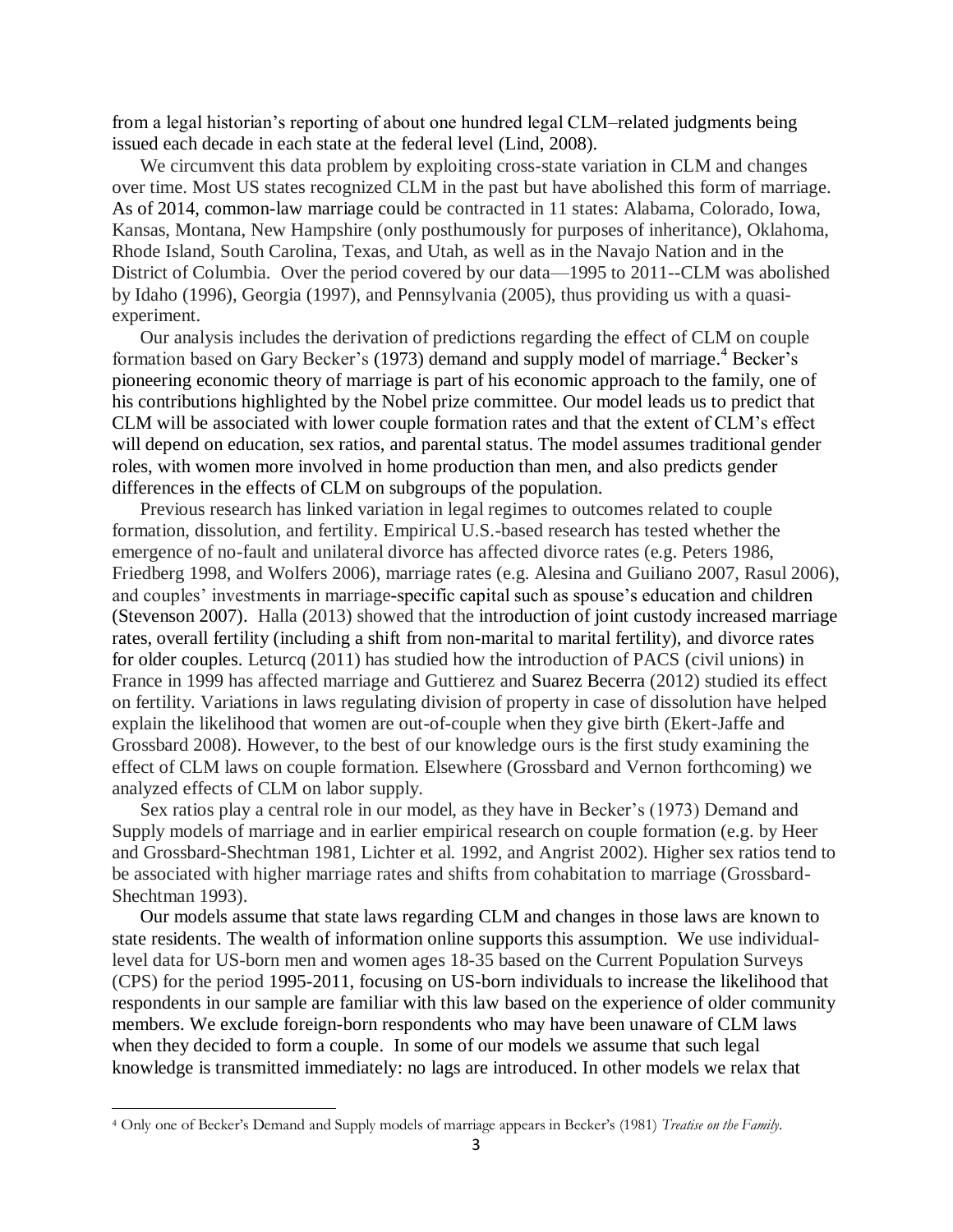from a legal historian's reporting of about one hundred legal CLM–related judgments being issued each decade in each state at the federal level (Lind, 2008).

We circumvent this data problem by exploiting cross-state variation in CLM and changes over time. Most US states recognized CLM in the past but have abolished this form of marriage. As of 2014, common-law marriage could be contracted in 11 states: Alabama, Colorado, Iowa, Kansas, Montana, New Hampshire (only posthumously for purposes of inheritance), Oklahoma, Rhode Island, South Carolina, Texas, and Utah, as well as in the Navajo Nation and in the District of Columbia. Over the period covered by our data—1995 to 2011--CLM was abolished by Idaho (1996), Georgia (1997), and Pennsylvania (2005), thus providing us with a quasi-experiment.

Our analysis includes the derivation of predictions regarding the effect of CLM on couple formation based on Gary Becker's (1973) demand and supply model of marriage.[4] Becker's pioneering economic theory of marriage is part of his economic approach to the family, one of his contributions highlighted by the Nobel prize committee. Our model leads us to predict that CLM will be associated with lower couple formation rates and that the extent of CLM's effect will depend on education, sex ratios, and parental status. The model assumes traditional gender roles, with women more involved in home production than men, and also predicts gender differences in the effects of CLM on subgroups of the population.

Previous research has linked variation in legal regimes to outcomes related to couple formation, dissolution, and fertility. Empirical U.S.-based research has tested whether the emergence of no-fault and unilateral divorce has affected divorce rates (e.g. Peters 1986, Friedberg 1998, and Wolfers 2006), marriage rates (e.g. Alesina and Guiliano 2007, Rasul 2006), and couples' investments in marriage-specific capital such as spouse's education and children (Stevenson 2007). Halla (2013) showed that the introduction of joint custody increased marriage rates, overall fertility (including a shift from non-marital to marital fertility), and divorce rates for older couples. Leturcq (2011) has studied how the introduction of PACS (civil unions) in France in 1999 has affected marriage and Guttierez and Suarez Becerra (2012) studied its effect on fertility. Variations in laws regulating division of property in case of dissolution have helped explain the likelihood that women are out-of-couple when they give birth (Ekert-Jaffe and Grossbard 2008). However, to the best of our knowledge ours is the first study examining the effect of CLM laws on couple formation. Elsewhere (Grossbard and Vernon forthcoming) we analyzed effects of CLM on labor supply.

Sex ratios play a central role in our model, as they have in Becker's (1973) Demand and Supply models of marriage and in earlier empirical research on couple formation (e.g. by Heer and Grossbard-Shechtman 1981, Lichter et al. 1992, and Angrist 2002). Higher sex ratios tend to be associated with higher marriage rates and shifts from cohabitation to marriage (Grossbard-Shechtman 1993).

Our models assume that state laws regarding CLM and changes in those laws are known to state residents. The wealth of information online supports this assumption. We use individual-level data for US-born men and women ages 18-35 based on the Current Population Surveys (CPS) for the period 1995-2011, focusing on US-born individuals to increase the likelihood that respondents in our sample are familiar with this law based on the experience of older community members. We exclude foreign-born respondents who may have been unaware of CLM laws when they decided to form a couple. In some of our models we assume that such legal knowledge is transmitted immediately: no lags are introduced. In other models we relax that

[4] Only one of Becker's Demand and Supply models of marriage appears in Becker's (1981) *Treatise on the Family*.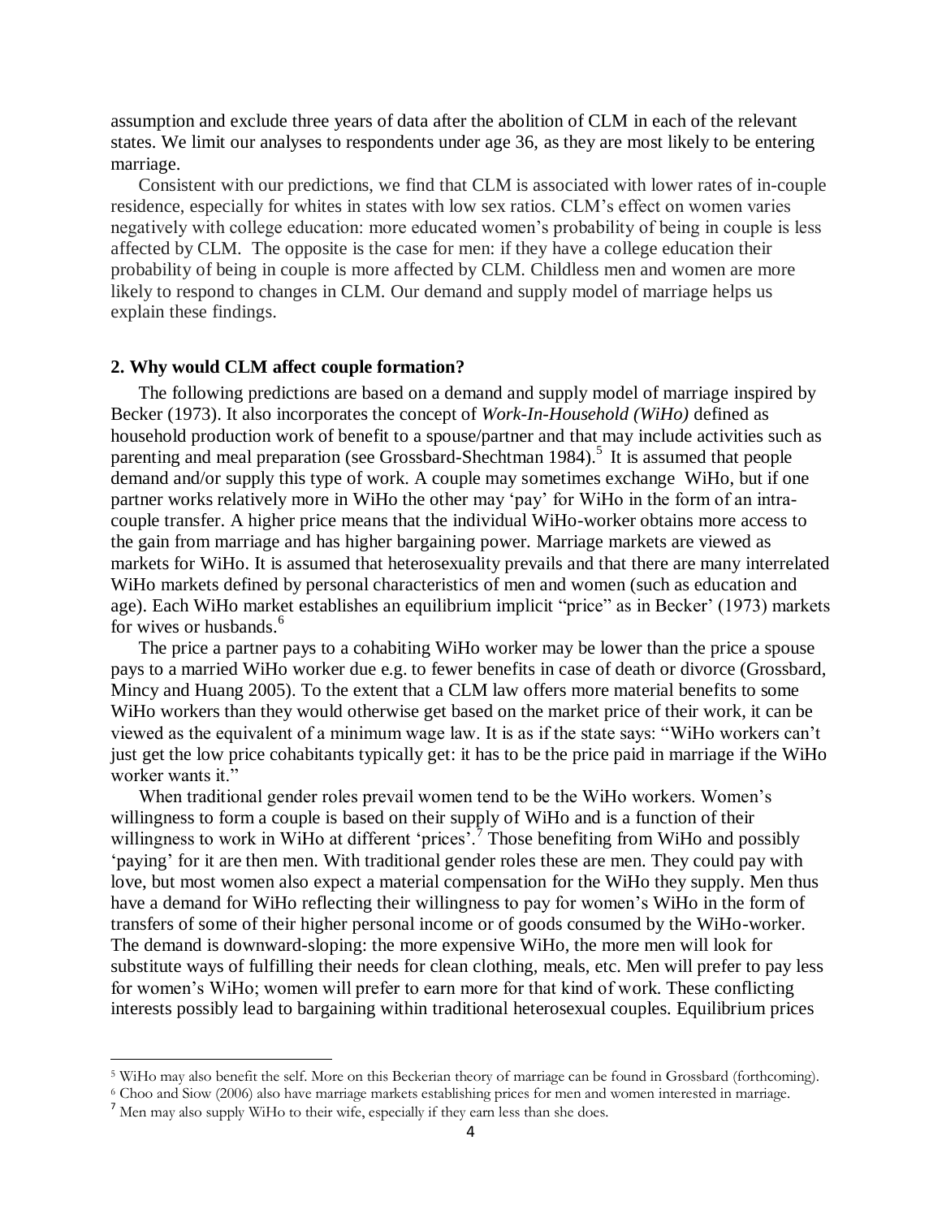assumption and exclude three years of data after the abolition of CLM in each of the relevant states. We limit our analyses to respondents under age 36, as they are most likely to be entering marriage.

Consistent with our predictions, we find that CLM is associated with lower rates of in-couple residence, especially for whites in states with low sex ratios. CLM's effect on women varies negatively with college education: more educated women's probability of being in couple is less affected by CLM. The opposite is the case for men: if they have a college education their probability of being in couple is more affected by CLM. Childless men and women are more likely to respond to changes in CLM. Our demand and supply model of marriage helps us explain these findings.

## 2. Why would CLM affect couple formation?

The following predictions are based on a demand and supply model of marriage inspired by Becker (1973). It also incorporates the concept of *Work-In-Household (WiHo)* defined as household production work of benefit to a spouse/partner and that may include activities such as parenting and meal preparation (see Grossbard-Shechtman 1984).[5] It is assumed that people demand and/or supply this type of work. A couple may sometimes exchange WiHo, but if one partner works relatively more in WiHo the other may 'pay' for WiHo in the form of an intra-couple transfer. A higher price means that the individual WiHo-worker obtains more access to the gain from marriage and has higher bargaining power. Marriage markets are viewed as markets for WiHo. It is assumed that heterosexuality prevails and that there are many interrelated WiHo markets defined by personal characteristics of men and women (such as education and age). Each WiHo market establishes an equilibrium implicit "price" as in Becker' (1973) markets for wives or husbands.[6]

The price a partner pays to a cohabiting WiHo worker may be lower than the price a spouse pays to a married WiHo worker due e.g. to fewer benefits in case of death or divorce (Grossbard, Mincy and Huang 2005). To the extent that a CLM law offers more material benefits to some WiHo workers than they would otherwise get based on the market price of their work, it can be viewed as the equivalent of a minimum wage law. It is as if the state says: "WiHo workers can't just get the low price cohabitants typically get: it has to be the price paid in marriage if the WiHo worker wants it."

When traditional gender roles prevail women tend to be the WiHo workers. Women's willingness to form a couple is based on their supply of WiHo and is a function of their willingness to work in WiHo at different 'prices'.[7] Those benefiting from WiHo and possibly 'paying' for it are then men. With traditional gender roles these are men. They could pay with love, but most women also expect a material compensation for the WiHo they supply. Men thus have a demand for WiHo reflecting their willingness to pay for women's WiHo in the form of transfers of some of their higher personal income or of goods consumed by the WiHo-worker. The demand is downward-sloping: the more expensive WiHo, the more men will look for substitute ways of fulfilling their needs for clean clothing, meals, etc. Men will prefer to pay less for women's WiHo; women will prefer to earn more for that kind of work. These conflicting interests possibly lead to bargaining within traditional heterosexual couples. Equilibrium prices

---

[5] WiHo may also benefit the self. More on this Beckerian theory of marriage can be found in Grossbard (forthcoming).

[6] Choo and Siow (2006) also have marriage markets establishing prices for men and women interested in marriage.

[7] Men may also supply WiHo to their wife, especially if they earn less than she does.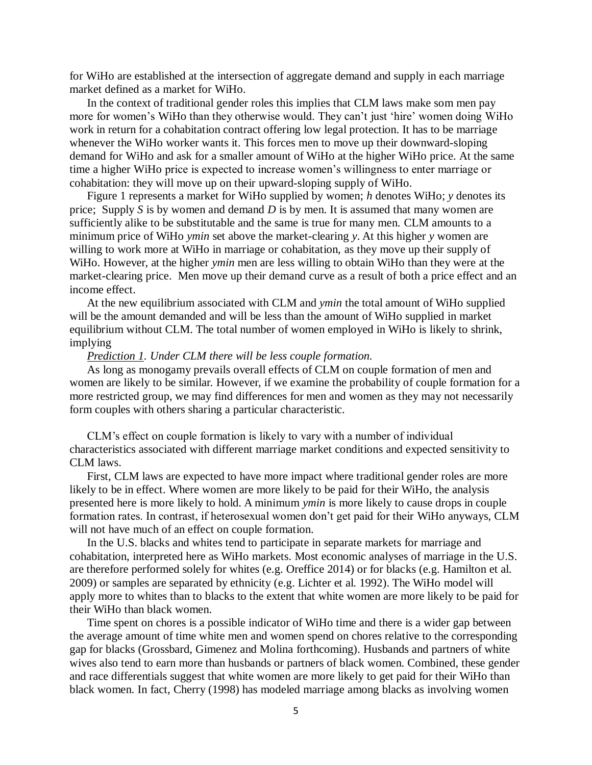for WiHo are established at the intersection of aggregate demand and supply in each marriage market defined as a market for WiHo.

In the context of traditional gender roles this implies that CLM laws make som men pay more for women's WiHo than they otherwise would. They can't just 'hire' women doing WiHo work in return for a cohabitation contract offering low legal protection. It has to be marriage whenever the WiHo worker wants it. This forces men to move up their downward-sloping demand for WiHo and ask for a smaller amount of WiHo at the higher WiHo price. At the same time a higher WiHo price is expected to increase women's willingness to enter marriage or cohabitation: they will move up on their upward-sloping supply of WiHo.

Figure 1 represents a market for WiHo supplied by women; *h* denotes WiHo; *y* denotes its price; Supply *S* is by women and demand *D* is by men. It is assumed that many women are sufficiently alike to be substitutable and the same is true for many men. CLM amounts to a minimum price of WiHo *ymin* set above the market-clearing *y*. At this higher *y* women are willing to work more at WiHo in marriage or cohabitation, as they move up their supply of WiHo. However, at the higher *ymin* men are less willing to obtain WiHo than they were at the market-clearing price. Men move up their demand curve as a result of both a price effect and an income effect.

At the new equilibrium associated with CLM and *ymin* the total amount of WiHo supplied will be the amount demanded and will be less than the amount of WiHo supplied in market equilibrium without CLM. The total number of women employed in WiHo is likely to shrink, implying

*Prediction 1*. *Under CLM there will be less couple formation.*

As long as monogamy prevails overall effects of CLM on couple formation of men and women are likely to be similar. However, if we examine the probability of couple formation for a more restricted group, we may find differences for men and women as they may not necessarily form couples with others sharing a particular characteristic.

CLM's effect on couple formation is likely to vary with a number of individual characteristics associated with different marriage market conditions and expected sensitivity to CLM laws.

First, CLM laws are expected to have more impact where traditional gender roles are more likely to be in effect. Where women are more likely to be paid for their WiHo, the analysis presented here is more likely to hold. A minimum *ymin* is more likely to cause drops in couple formation rates. In contrast, if heterosexual women don't get paid for their WiHo anyways, CLM will not have much of an effect on couple formation.

In the U.S. blacks and whites tend to participate in separate markets for marriage and cohabitation, interpreted here as WiHo markets. Most economic analyses of marriage in the U.S. are therefore performed solely for whites (e.g. Oreffice 2014) or for blacks (e.g. Hamilton et al. 2009) or samples are separated by ethnicity (e.g. Lichter et al. 1992). The WiHo model will apply more to whites than to blacks to the extent that white women are more likely to be paid for their WiHo than black women.

Time spent on chores is a possible indicator of WiHo time and there is a wider gap between the average amount of time white men and women spend on chores relative to the corresponding gap for blacks (Grossbard, Gimenez and Molina forthcoming). Husbands and partners of white wives also tend to earn more than husbands or partners of black women. Combined, these gender and race differentials suggest that white women are more likely to get paid for their WiHo than black women. In fact, Cherry (1998) has modeled marriage among blacks as involving women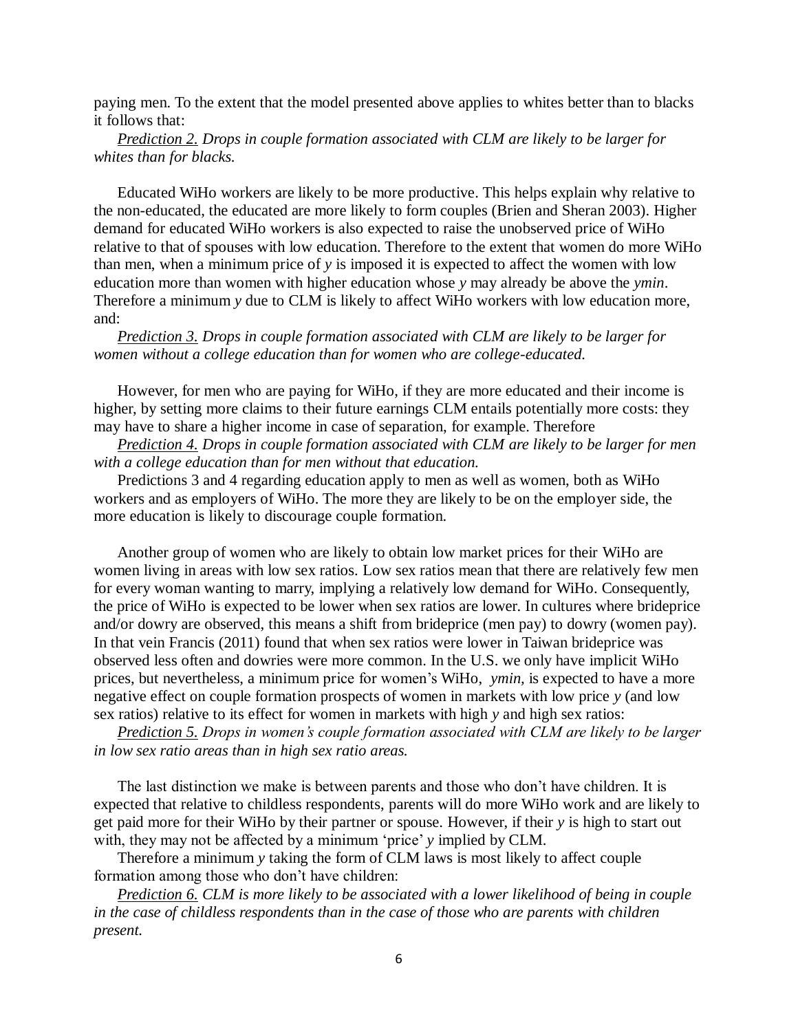paying men. To the extent that the model presented above applies to whites better than to blacks it follows that:

<u>Prediction 2.</u> *Drops in couple formation associated with CLM are likely to be larger for whites than for blacks.*

Educated WiHo workers are likely to be more productive. This helps explain why relative to the non-educated, the educated are more likely to form couples (Brien and Sheran 2003). Higher demand for educated WiHo workers is also expected to raise the unobserved price of WiHo relative to that of spouses with low education. Therefore to the extent that women do more WiHo than men, when a minimum price of *y* is imposed it is expected to affect the women with low education more than women with higher education whose *y* may already be above the *ymin*. Therefore a minimum *y* due to CLM is likely to affect WiHo workers with low education more, and:

<u>Prediction 3.</u> *Drops in couple formation associated with CLM are likely to be larger for women without a college education than for women who are college-educated.*

However, for men who are paying for WiHo, if they are more educated and their income is higher, by setting more claims to their future earnings CLM entails potentially more costs: they may have to share a higher income in case of separation, for example. Therefore

<u>Prediction 4.</u> *Drops in couple formation associated with CLM are likely to be larger for men with a college education than for men without that education.*

Predictions 3 and 4 regarding education apply to men as well as women, both as WiHo workers and as employers of WiHo. The more they are likely to be on the employer side, the more education is likely to discourage couple formation.

Another group of women who are likely to obtain low market prices for their WiHo are women living in areas with low sex ratios. Low sex ratios mean that there are relatively few men for every woman wanting to marry, implying a relatively low demand for WiHo. Consequently, the price of WiHo is expected to be lower when sex ratios are lower. In cultures where brideprice and/or dowry are observed, this means a shift from brideprice (men pay) to dowry (women pay). In that vein Francis (2011) found that when sex ratios were lower in Taiwan brideprice was observed less often and dowries were more common. In the U.S. we only have implicit WiHo prices, but nevertheless, a minimum price for women's WiHo, *ymin*, is expected to have a more negative effect on couple formation prospects of women in markets with low price *y* (and low sex ratios) relative to its effect for women in markets with high *y* and high sex ratios:

<u>Prediction 5.</u> *Drops in women's couple formation associated with CLM are likely to be larger in low sex ratio areas than in high sex ratio areas.*

The last distinction we make is between parents and those who don't have children. It is expected that relative to childless respondents, parents will do more WiHo work and are likely to get paid more for their WiHo by their partner or spouse. However, if their *y* is high to start out with, they may not be affected by a minimum 'price' *y* implied by CLM.

Therefore a minimum *y* taking the form of CLM laws is most likely to affect couple formation among those who don't have children:

<u>Prediction 6.</u> *CLM is more likely to be associated with a lower likelihood of being in couple in the case of childless respondents than in the case of those who are parents with children present.*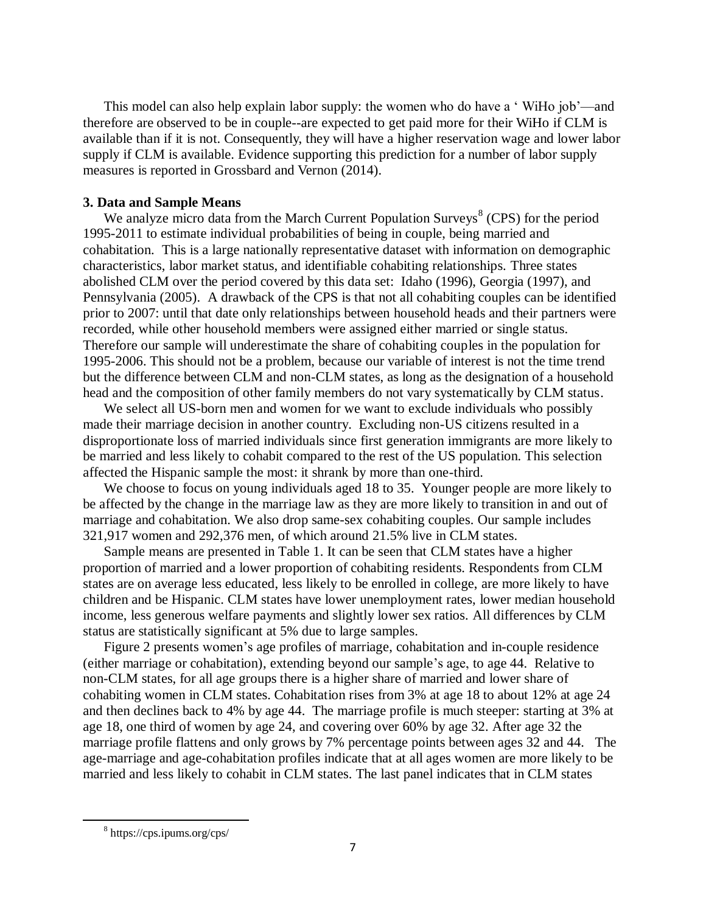This model can also help explain labor supply: the women who do have a ' WiHo job'—and therefore are observed to be in couple--are expected to get paid more for their WiHo if CLM is available than if it is not. Consequently, they will have a higher reservation wage and lower labor supply if CLM is available. Evidence supporting this prediction for a number of labor supply measures is reported in Grossbard and Vernon (2014).

### 3. Data and Sample Means

We analyze micro data from the March Current Population Surveys[8] (CPS) for the period 1995-2011 to estimate individual probabilities of being in couple, being married and cohabitation. This is a large nationally representative dataset with information on demographic characteristics, labor market status, and identifiable cohabiting relationships. Three states abolished CLM over the period covered by this data set: Idaho (1996), Georgia (1997), and Pennsylvania (2005). A drawback of the CPS is that not all cohabiting couples can be identified prior to 2007: until that date only relationships between household heads and their partners were recorded, while other household members were assigned either married or single status. Therefore our sample will underestimate the share of cohabiting couples in the population for 1995-2006. This should not be a problem, because our variable of interest is not the time trend but the difference between CLM and non-CLM states, as long as the designation of a household head and the composition of other family members do not vary systematically by CLM status.

We select all US-born men and women for we want to exclude individuals who possibly made their marriage decision in another country. Excluding non-US citizens resulted in a disproportionate loss of married individuals since first generation immigrants are more likely to be married and less likely to cohabit compared to the rest of the US population. This selection affected the Hispanic sample the most: it shrank by more than one-third.

We choose to focus on young individuals aged 18 to 35. Younger people are more likely to be affected by the change in the marriage law as they are more likely to transition in and out of marriage and cohabitation. We also drop same-sex cohabiting couples. Our sample includes 321,917 women and 292,376 men, of which around 21.5% live in CLM states.

Sample means are presented in Table 1. It can be seen that CLM states have a higher proportion of married and a lower proportion of cohabiting residents. Respondents from CLM states are on average less educated, less likely to be enrolled in college, are more likely to have children and be Hispanic. CLM states have lower unemployment rates, lower median household income, less generous welfare payments and slightly lower sex ratios. All differences by CLM status are statistically significant at 5% due to large samples.

Figure 2 presents women's age profiles of marriage, cohabitation and in-couple residence (either marriage or cohabitation), extending beyond our sample's age, to age 44. Relative to non-CLM states, for all age groups there is a higher share of married and lower share of cohabiting women in CLM states. Cohabitation rises from 3% at age 18 to about 12% at age 24 and then declines back to 4% by age 44. The marriage profile is much steeper: starting at 3% at age 18, one third of women by age 24, and covering over 60% by age 32. After age 32 the marriage profile flattens and only grows by 7% percentage points between ages 32 and 44. The age-marriage and age-cohabitation profiles indicate that at all ages women are more likely to be married and less likely to cohabit in CLM states. The last panel indicates that in CLM states

[8] https://cps.ipums.org/cps/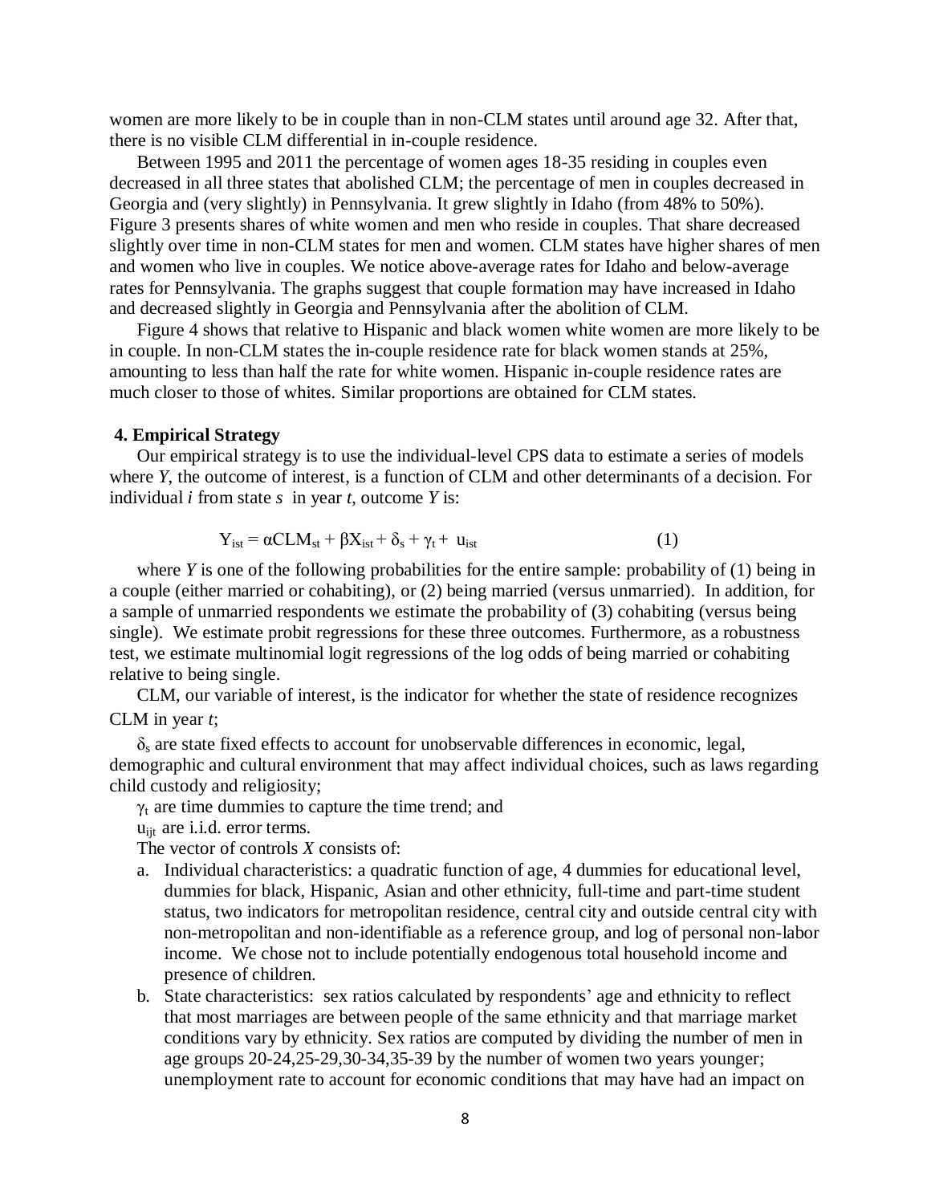women are more likely to be in couple than in non-CLM states until around age 32. After that, there is no visible CLM differential in in-couple residence.

Between 1995 and 2011 the percentage of women ages 18-35 residing in couples even decreased in all three states that abolished CLM; the percentage of men in couples decreased in Georgia and (very slightly) in Pennsylvania. It grew slightly in Idaho (from 48% to 50%). Figure 3 presents shares of white women and men who reside in couples. That share decreased slightly over time in non-CLM states for men and women. CLM states have higher shares of men and women who live in couples. We notice above-average rates for Idaho and below-average rates for Pennsylvania. The graphs suggest that couple formation may have increased in Idaho and decreased slightly in Georgia and Pennsylvania after the abolition of CLM.

Figure 4 shows that relative to Hispanic and black women white women are more likely to be in couple. In non-CLM states the in-couple residence rate for black women stands at 25%, amounting to less than half the rate for white women. Hispanic in-couple residence rates are much closer to those of whites. Similar proportions are obtained for CLM states.

## 4. Empirical Strategy

Our empirical strategy is to use the individual-level CPS data to estimate a series of models where *Y*, the outcome of interest, is a function of CLM and other determinants of a decision. For individual *i* from state *s* in year *t*, outcome *Y* is:

$$Y_{ist} = \alpha CLM_{st} + \beta X_{ist} + \delta_s + \gamma_t + u_{ist} \quad (1)$$

where *Y* is one of the following probabilities for the entire sample: probability of (1) being in a couple (either married or cohabiting), or (2) being married (versus unmarried). In addition, for a sample of unmarried respondents we estimate the probability of (3) cohabiting (versus being single). We estimate probit regressions for these three outcomes. Furthermore, as a robustness test, we estimate multinomial logit regressions of the log odds of being married or cohabiting relative to being single.

CLM, our variable of interest, is the indicator for whether the state of residence recognizes CLM in year *t*;

$\delta_s$ are state fixed effects to account for unobservable differences in economic, legal, demographic and cultural environment that may affect individual choices, such as laws regarding child custody and religiosity;

$\gamma_t$ are time dummies to capture the time trend; and

$u_{ijt}$ are i.i.d. error terms.

The vector of controls *X* consists of:

a. Individual characteristics: a quadratic function of age, 4 dummies for educational level, dummies for black, Hispanic, Asian and other ethnicity, full-time and part-time student status, two indicators for metropolitan residence, central city and outside central city with non-metropolitan and non-identifiable as a reference group, and log of personal non-labor income. We chose not to include potentially endogenous total household income and presence of children.

b. State characteristics: sex ratios calculated by respondents' age and ethnicity to reflect that most marriages are between people of the same ethnicity and that marriage market conditions vary by ethnicity. Sex ratios are computed by dividing the number of men in age groups 20-24,25-29,30-34,35-39 by the number of women two years younger; unemployment rate to account for economic conditions that may have had an impact on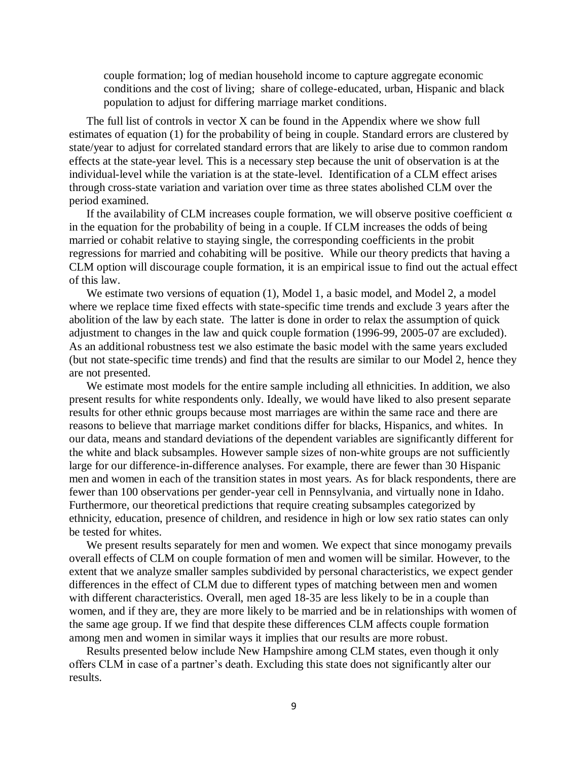couple formation; log of median household income to capture aggregate economic conditions and the cost of living; share of college-educated, urban, Hispanic and black population to adjust for differing marriage market conditions.

The full list of controls in vector X can be found in the Appendix where we show full estimates of equation (1) for the probability of being in couple. Standard errors are clustered by state/year to adjust for correlated standard errors that are likely to arise due to common random effects at the state-year level. This is a necessary step because the unit of observation is at the individual-level while the variation is at the state-level. Identification of a CLM effect arises through cross-state variation and variation over time as three states abolished CLM over the period examined.

If the availability of CLM increases couple formation, we will observe positive coefficient $\alpha$ in the equation for the probability of being in a couple. If CLM increases the odds of being married or cohabit relative to staying single, the corresponding coefficients in the probit regressions for married and cohabiting will be positive. While our theory predicts that having a CLM option will discourage couple formation, it is an empirical issue to find out the actual effect of this law.

We estimate two versions of equation (1), Model 1, a basic model, and Model 2, a model where we replace time fixed effects with state-specific time trends and exclude 3 years after the abolition of the law by each state. The latter is done in order to relax the assumption of quick adjustment to changes in the law and quick couple formation (1996-99, 2005-07 are excluded). As an additional robustness test we also estimate the basic model with the same years excluded (but not state-specific time trends) and find that the results are similar to our Model 2, hence they are not presented.

We estimate most models for the entire sample including all ethnicities. In addition, we also present results for white respondents only. Ideally, we would have liked to also present separate results for other ethnic groups because most marriages are within the same race and there are reasons to believe that marriage market conditions differ for blacks, Hispanics, and whites. In our data, means and standard deviations of the dependent variables are significantly different for the white and black subsamples. However sample sizes of non-white groups are not sufficiently large for our difference-in-difference analyses. For example, there are fewer than 30 Hispanic men and women in each of the transition states in most years. As for black respondents, there are fewer than 100 observations per gender-year cell in Pennsylvania, and virtually none in Idaho. Furthermore, our theoretical predictions that require creating subsamples categorized by ethnicity, education, presence of children, and residence in high or low sex ratio states can only be tested for whites.

We present results separately for men and women. We expect that since monogamy prevails overall effects of CLM on couple formation of men and women will be similar. However, to the extent that we analyze smaller samples subdivided by personal characteristics, we expect gender differences in the effect of CLM due to different types of matching between men and women with different characteristics. Overall, men aged 18-35 are less likely to be in a couple than women, and if they are, they are more likely to be married and be in relationships with women of the same age group. If we find that despite these differences CLM affects couple formation among men and women in similar ways it implies that our results are more robust.

Results presented below include New Hampshire among CLM states, even though it only offers CLM in case of a partner's death. Excluding this state does not significantly alter our results.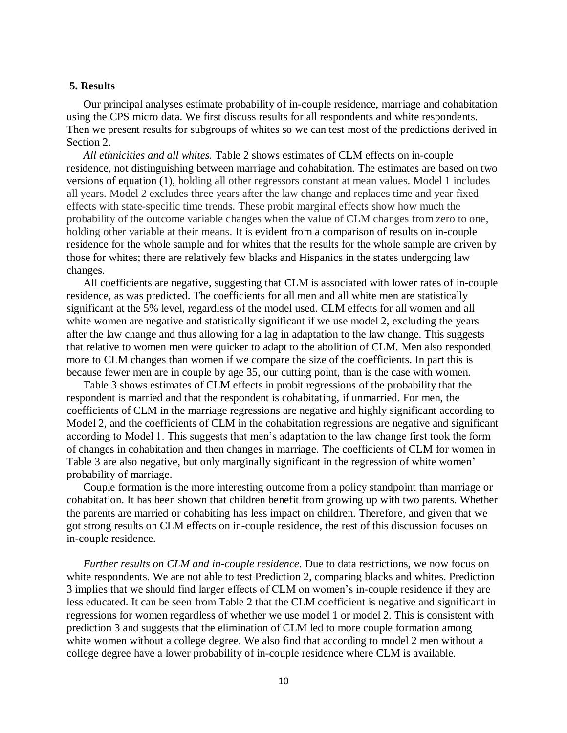## 5. Results

Our principal analyses estimate probability of in-couple residence, marriage and cohabitation using the CPS micro data. We first discuss results for all respondents and white respondents. Then we present results for subgroups of whites so we can test most of the predictions derived in Section 2.

*All ethnicities and all whites.* Table 2 shows estimates of CLM effects on in-couple residence, not distinguishing between marriage and cohabitation. The estimates are based on two versions of equation (1), holding all other regressors constant at mean values. Model 1 includes all years. Model 2 excludes three years after the law change and replaces time and year fixed effects with state-specific time trends. These probit marginal effects show how much the probability of the outcome variable changes when the value of CLM changes from zero to one, holding other variable at their means. It is evident from a comparison of results on in-couple residence for the whole sample and for whites that the results for the whole sample are driven by those for whites; there are relatively few blacks and Hispanics in the states undergoing law changes.

All coefficients are negative, suggesting that CLM is associated with lower rates of in-couple residence, as was predicted. The coefficients for all men and all white men are statistically significant at the 5% level, regardless of the model used. CLM effects for all women and all white women are negative and statistically significant if we use model 2, excluding the years after the law change and thus allowing for a lag in adaptation to the law change. This suggests that relative to women men were quicker to adapt to the abolition of CLM. Men also responded more to CLM changes than women if we compare the size of the coefficients. In part this is because fewer men are in couple by age 35, our cutting point, than is the case with women.

Table 3 shows estimates of CLM effects in probit regressions of the probability that the respondent is married and that the respondent is cohabitating, if unmarried. For men, the coefficients of CLM in the marriage regressions are negative and highly significant according to Model 2, and the coefficients of CLM in the cohabitation regressions are negative and significant according to Model 1. This suggests that men's adaptation to the law change first took the form of changes in cohabitation and then changes in marriage. The coefficients of CLM for women in Table 3 are also negative, but only marginally significant in the regression of white women' probability of marriage.

Couple formation is the more interesting outcome from a policy standpoint than marriage or cohabitation. It has been shown that children benefit from growing up with two parents. Whether the parents are married or cohabiting has less impact on children. Therefore, and given that we got strong results on CLM effects on in-couple residence, the rest of this discussion focuses on in-couple residence.

*Further results on CLM and in-couple residence*. Due to data restrictions, we now focus on white respondents. We are not able to test Prediction 2, comparing blacks and whites. Prediction 3 implies that we should find larger effects of CLM on women's in-couple residence if they are less educated. It can be seen from Table 2 that the CLM coefficient is negative and significant in regressions for women regardless of whether we use model 1 or model 2. This is consistent with prediction 3 and suggests that the elimination of CLM led to more couple formation among white women without a college degree. We also find that according to model 2 men without a college degree have a lower probability of in-couple residence where CLM is available.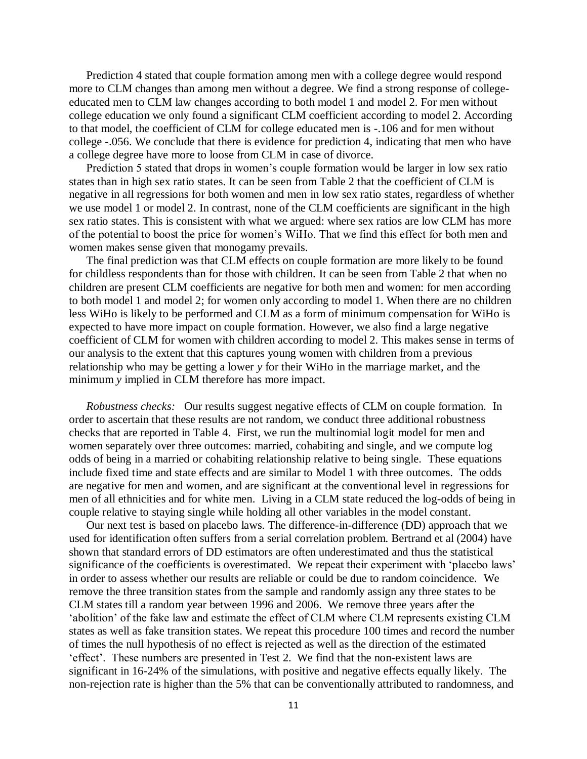Prediction 4 stated that couple formation among men with a college degree would respond more to CLM changes than among men without a degree. We find a strong response of college-educated men to CLM law changes according to both model 1 and model 2. For men without college education we only found a significant CLM coefficient according to model 2. According to that model, the coefficient of CLM for college educated men is -.106 and for men without college -.056. We conclude that there is evidence for prediction 4, indicating that men who have a college degree have more to loose from CLM in case of divorce.

Prediction 5 stated that drops in women's couple formation would be larger in low sex ratio states than in high sex ratio states. It can be seen from Table 2 that the coefficient of CLM is negative in all regressions for both women and men in low sex ratio states, regardless of whether we use model 1 or model 2. In contrast, none of the CLM coefficients are significant in the high sex ratio states. This is consistent with what we argued: where sex ratios are low CLM has more of the potential to boost the price for women's WiHo. That we find this effect for both men and women makes sense given that monogamy prevails.

The final prediction was that CLM effects on couple formation are more likely to be found for childless respondents than for those with children. It can be seen from Table 2 that when no children are present CLM coefficients are negative for both men and women: for men according to both model 1 and model 2; for women only according to model 1. When there are no children less WiHo is likely to be performed and CLM as a form of minimum compensation for WiHo is expected to have more impact on couple formation. However, we also find a large negative coefficient of CLM for women with children according to model 2. This makes sense in terms of our analysis to the extent that this captures young women with children from a previous relationship who may be getting a lower *y* for their WiHo in the marriage market, and the minimum *y* implied in CLM therefore has more impact.

*Robustness checks:* Our results suggest negative effects of CLM on couple formation. In order to ascertain that these results are not random, we conduct three additional robustness checks that are reported in Table 4. First, we run the multinomial logit model for men and women separately over three outcomes: married, cohabiting and single, and we compute log odds of being in a married or cohabiting relationship relative to being single. These equations include fixed time and state effects and are similar to Model 1 with three outcomes. The odds are negative for men and women, and are significant at the conventional level in regressions for men of all ethnicities and for white men. Living in a CLM state reduced the log-odds of being in couple relative to staying single while holding all other variables in the model constant.

Our next test is based on placebo laws. The difference-in-difference (DD) approach that we used for identification often suffers from a serial correlation problem. Bertrand et al (2004) have shown that standard errors of DD estimators are often underestimated and thus the statistical significance of the coefficients is overestimated. We repeat their experiment with 'placebo laws' in order to assess whether our results are reliable or could be due to random coincidence. We remove the three transition states from the sample and randomly assign any three states to be CLM states till a random year between 1996 and 2006. We remove three years after the 'abolition' of the fake law and estimate the effect of CLM where CLM represents existing CLM states as well as fake transition states. We repeat this procedure 100 times and record the number of times the null hypothesis of no effect is rejected as well as the direction of the estimated 'effect'. These numbers are presented in Test 2. We find that the non-existent laws are significant in 16-24% of the simulations, with positive and negative effects equally likely. The non-rejection rate is higher than the 5% that can be conventionally attributed to randomness, and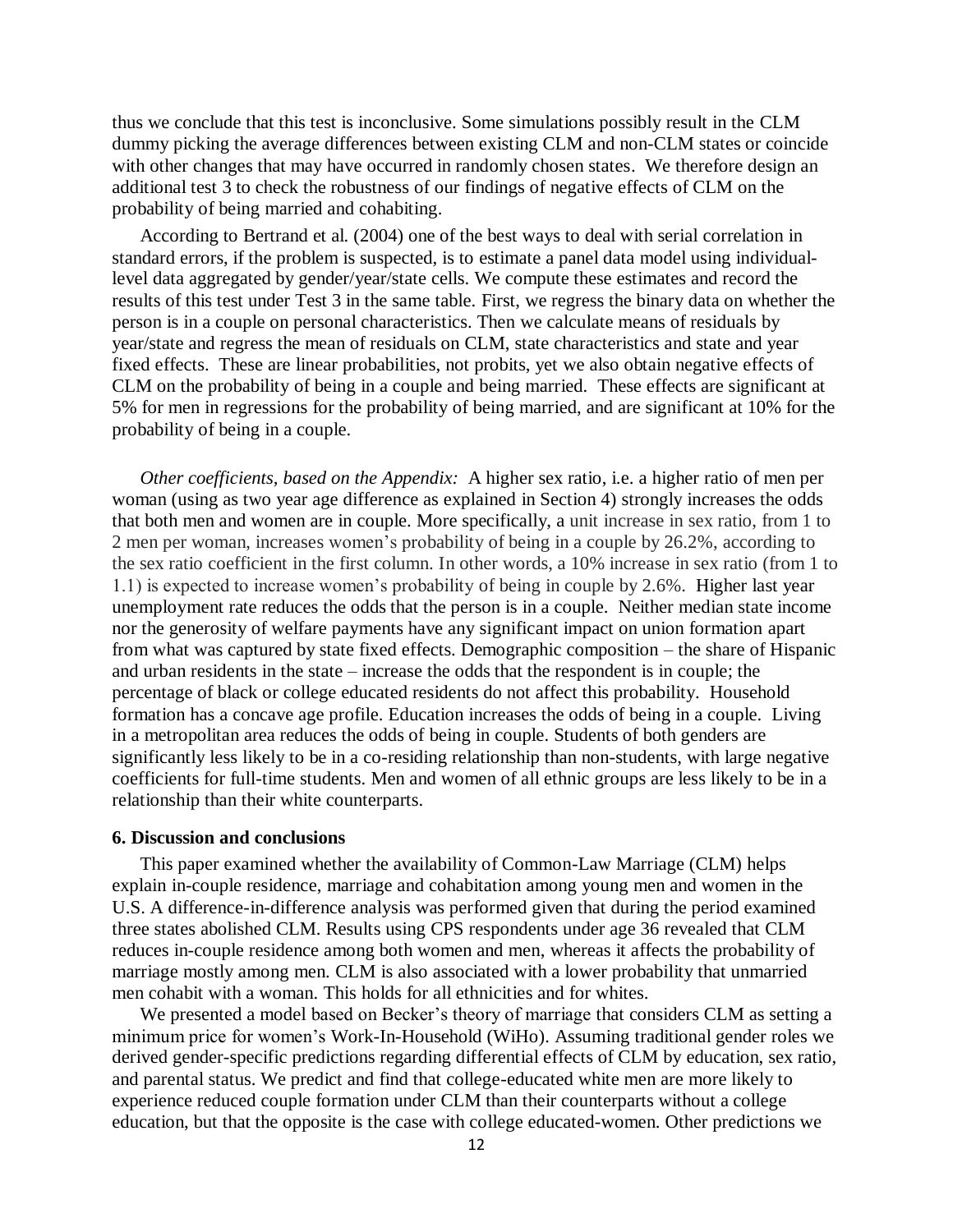thus we conclude that this test is inconclusive. Some simulations possibly result in the CLM dummy picking the average differences between existing CLM and non-CLM states or coincide with other changes that may have occurred in randomly chosen states. We therefore design an additional test 3 to check the robustness of our findings of negative effects of CLM on the probability of being married and cohabiting.

According to Bertrand et al. (2004) one of the best ways to deal with serial correlation in standard errors, if the problem is suspected, is to estimate a panel data model using individual-level data aggregated by gender/year/state cells. We compute these estimates and record the results of this test under Test 3 in the same table. First, we regress the binary data on whether the person is in a couple on personal characteristics. Then we calculate means of residuals by year/state and regress the mean of residuals on CLM, state characteristics and state and year fixed effects. These are linear probabilities, not probits, yet we also obtain negative effects of CLM on the probability of being in a couple and being married. These effects are significant at 5% for men in regressions for the probability of being married, and are significant at 10% for the probability of being in a couple.

*Other coefficients, based on the Appendix:* A higher sex ratio, i.e. a higher ratio of men per woman (using as two year age difference as explained in Section 4) strongly increases the odds that both men and women are in couple. More specifically, a unit increase in sex ratio, from 1 to 2 men per woman, increases women's probability of being in a couple by 26.2%, according to the sex ratio coefficient in the first column. In other words, a 10% increase in sex ratio (from 1 to 1.1) is expected to increase women's probability of being in couple by 2.6%. Higher last year unemployment rate reduces the odds that the person is in a couple. Neither median state income nor the generosity of welfare payments have any significant impact on union formation apart from what was captured by state fixed effects. Demographic composition – the share of Hispanic and urban residents in the state – increase the odds that the respondent is in couple; the percentage of black or college educated residents do not affect this probability. Household formation has a concave age profile. Education increases the odds of being in a couple. Living in a metropolitan area reduces the odds of being in couple. Students of both genders are significantly less likely to be in a co-residing relationship than non-students, with large negative coefficients for full-time students. Men and women of all ethnic groups are less likely to be in a relationship than their white counterparts.

## 6. Discussion and conclusions

This paper examined whether the availability of Common-Law Marriage (CLM) helps explain in-couple residence, marriage and cohabitation among young men and women in the U.S. A difference-in-difference analysis was performed given that during the period examined three states abolished CLM. Results using CPS respondents under age 36 revealed that CLM reduces in-couple residence among both women and men, whereas it affects the probability of marriage mostly among men. CLM is also associated with a lower probability that unmarried men cohabit with a woman. This holds for all ethnicities and for whites.

We presented a model based on Becker's theory of marriage that considers CLM as setting a minimum price for women's Work-In-Household (WiHo). Assuming traditional gender roles we derived gender-specific predictions regarding differential effects of CLM by education, sex ratio, and parental status. We predict and find that college-educated white men are more likely to experience reduced couple formation under CLM than their counterparts without a college education, but that the opposite is the case with college educated-women. Other predictions we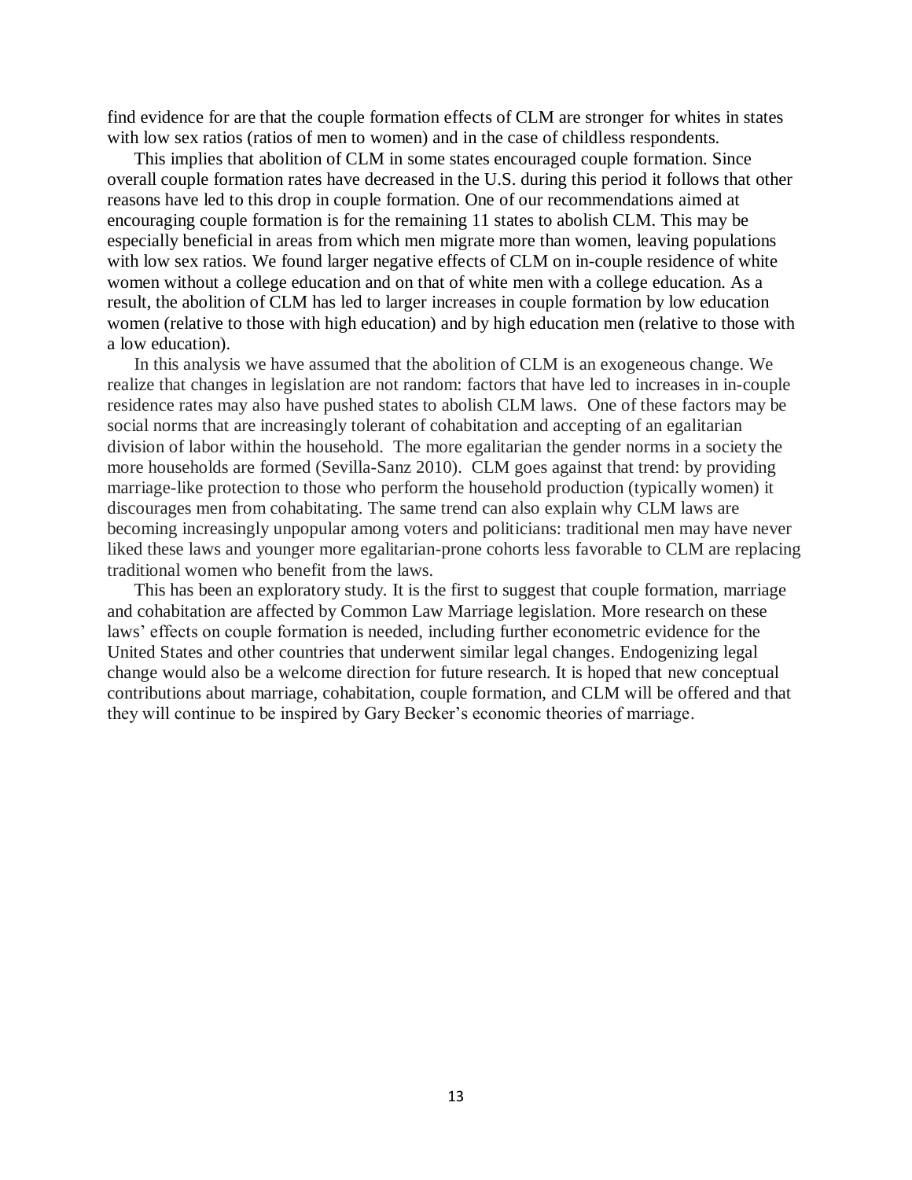find evidence for are that the couple formation effects of CLM are stronger for whites in states with low sex ratios (ratios of men to women) and in the case of childless respondents.

This implies that abolition of CLM in some states encouraged couple formation. Since overall couple formation rates have decreased in the U.S. during this period it follows that other reasons have led to this drop in couple formation. One of our recommendations aimed at encouraging couple formation is for the remaining 11 states to abolish CLM. This may be especially beneficial in areas from which men migrate more than women, leaving populations with low sex ratios. We found larger negative effects of CLM on in-couple residence of white women without a college education and on that of white men with a college education. As a result, the abolition of CLM has led to larger increases in couple formation by low education women (relative to those with high education) and by high education men (relative to those with a low education).

In this analysis we have assumed that the abolition of CLM is an exogeneous change. We realize that changes in legislation are not random: factors that have led to increases in in-couple residence rates may also have pushed states to abolish CLM laws. One of these factors may be social norms that are increasingly tolerant of cohabitation and accepting of an egalitarian division of labor within the household. The more egalitarian the gender norms in a society the more households are formed (Sevilla-Sanz 2010). CLM goes against that trend: by providing marriage-like protection to those who perform the household production (typically women) it discourages men from cohabitating. The same trend can also explain why CLM laws are becoming increasingly unpopular among voters and politicians: traditional men may have never liked these laws and younger more egalitarian-prone cohorts less favorable to CLM are replacing traditional women who benefit from the laws.

This has been an exploratory study. It is the first to suggest that couple formation, marriage and cohabitation are affected by Common Law Marriage legislation. More research on these laws' effects on couple formation is needed, including further econometric evidence for the United States and other countries that underwent similar legal changes. Endogenizing legal change would also be a welcome direction for future research. It is hoped that new conceptual contributions about marriage, cohabitation, couple formation, and CLM will be offered and that they will continue to be inspired by Gary Becker's economic theories of marriage.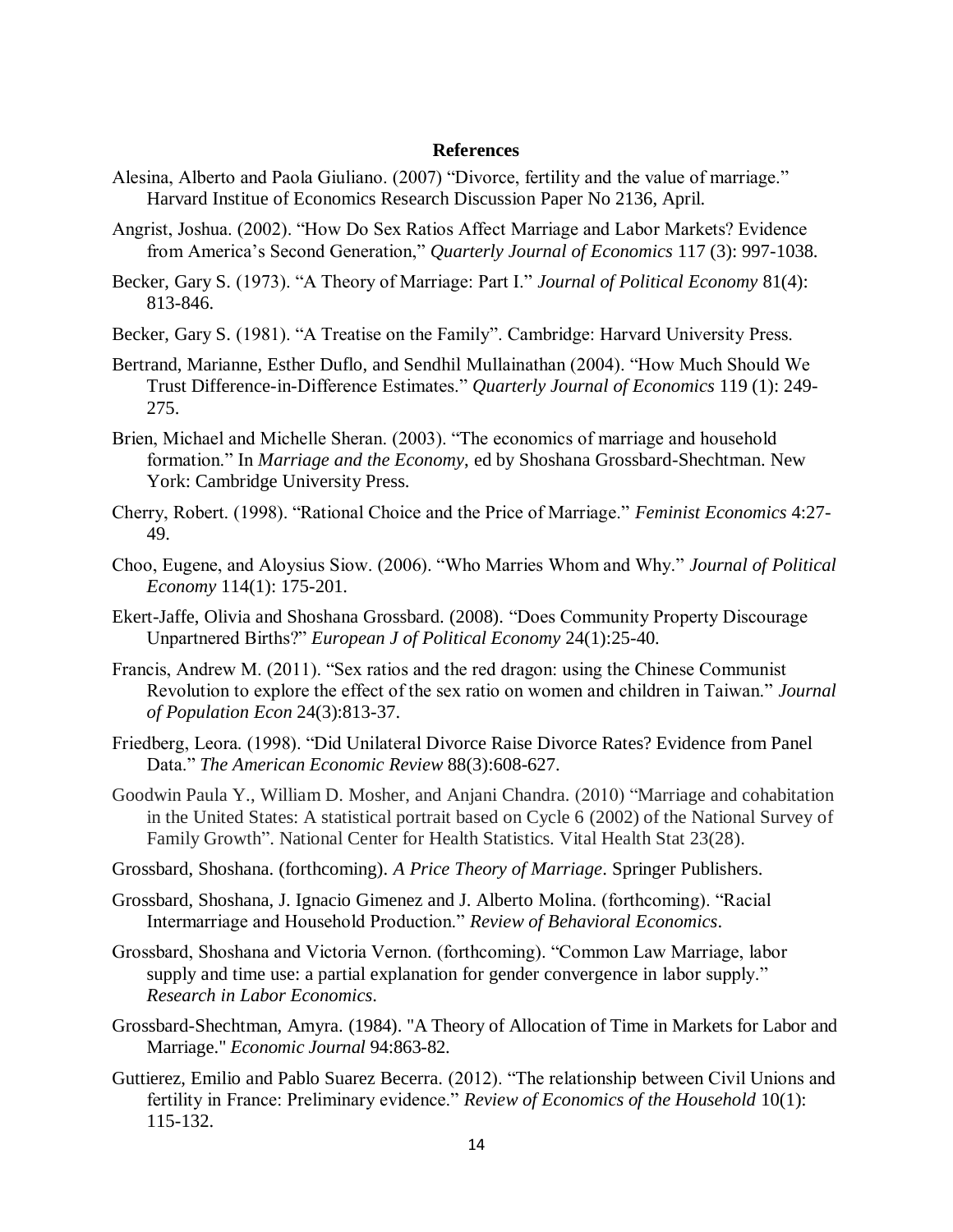## References

Alesina, Alberto and Paola Giuliano. (2007) "Divorce, fertility and the value of marriage." Harvard Institue of Economics Research Discussion Paper No 2136, April.

Angrist, Joshua. (2002). "How Do Sex Ratios Affect Marriage and Labor Markets? Evidence from America's Second Generation," *Quarterly Journal of Economics* 117 (3): 997-1038.

Becker, Gary S. (1973). "A Theory of Marriage: Part I." *Journal of Political Economy* 81(4): 813-846.

Becker, Gary S. (1981). "A Treatise on the Family". Cambridge: Harvard University Press.

Bertrand, Marianne, Esther Duflo, and Sendhil Mullainathan (2004). "How Much Should We Trust Difference-in-Difference Estimates." *Quarterly Journal of Economics* 119 (1): 249-275.

Brien, Michael and Michelle Sheran. (2003). "The economics of marriage and household formation." In *Marriage and the Economy*, ed by Shoshana Grossbard-Shechtman. New York: Cambridge University Press.

Cherry, Robert. (1998). "Rational Choice and the Price of Marriage." *Feminist Economics* 4:27-49.

Choo, Eugene, and Aloysius Siow. (2006). "Who Marries Whom and Why." *Journal of Political Economy* 114(1): 175-201.

Ekert-Jaffe, Olivia and Shoshana Grossbard. (2008). "Does Community Property Discourage Unpartnered Births?" *European J of Political Economy* 24(1):25-40.

Francis, Andrew M. (2011). "Sex ratios and the red dragon: using the Chinese Communist Revolution to explore the effect of the sex ratio on women and children in Taiwan." *Journal of Population Econ* 24(3):813-37.

Friedberg, Leora. (1998). "Did Unilateral Divorce Raise Divorce Rates? Evidence from Panel Data." *The American Economic Review* 88(3):608-627.

Goodwin Paula Y., William D. Mosher, and Anjani Chandra. (2010) "Marriage and cohabitation in the United States: A statistical portrait based on Cycle 6 (2002) of the National Survey of Family Growth". National Center for Health Statistics. Vital Health Stat 23(28).

Grossbard, Shoshana. (forthcoming). *A Price Theory of Marriage*. Springer Publishers.

Grossbard, Shoshana, J. Ignacio Gimenez and J. Alberto Molina. (forthcoming). "Racial Intermarriage and Household Production." *Review of Behavioral Economics*.

Grossbard, Shoshana and Victoria Vernon. (forthcoming). "Common Law Marriage, labor supply and time use: a partial explanation for gender convergence in labor supply." *Research in Labor Economics*.

Grossbard-Shechtman, Amyra. (1984). "A Theory of Allocation of Time in Markets for Labor and Marriage." *Economic Journal* 94:863-82.

Guttierez, Emilio and Pablo Suarez Becerra. (2012). "The relationship between Civil Unions and fertility in France: Preliminary evidence." *Review of Economics of the Household* 10(1): 115-132.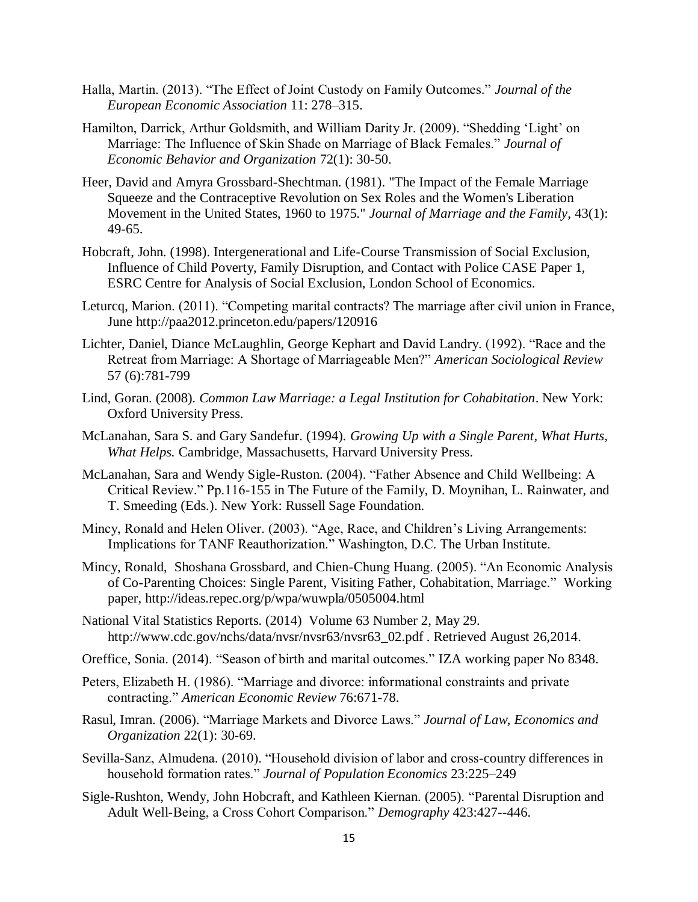Halla, Martin. (2013). “The Effect of Joint Custody on Family Outcomes.” *Journal of the European Economic Association* 11: 278–315.

Hamilton, Darrick, Arthur Goldsmith, and William Darity Jr. (2009). “Shedding ‘Light’ on Marriage: The Influence of Skin Shade on Marriage of Black Females.” *Journal of Economic Behavior and Organization* 72(1): 30-50.

Heer, David and Amyra Grossbard-Shechtman. (1981). "The Impact of the Female Marriage Squeeze and the Contraceptive Revolution on Sex Roles and the Women's Liberation Movement in the United States, 1960 to 1975." *Journal of Marriage and the Family*, 43(1): 49-65.

Hobcraft, John. (1998). Intergenerational and Life-Course Transmission of Social Exclusion, Influence of Child Poverty, Family Disruption, and Contact with Police CASE Paper 1, ESRC Centre for Analysis of Social Exclusion, London School of Economics.

Leturcq, Marion. (2011). “Competing marital contracts? The marriage after civil union in France, June http://paa2012.princeton.edu/papers/120916

Lichter, Daniel, Diance McLaughlin, George Kephart and David Landry. (1992). “Race and the Retreat from Marriage: A Shortage of Marriageable Men?” *American Sociological Review* 57 (6):781-799

Lind, Goran. (2008). *Common Law Marriage: a Legal Institution for Cohabitation*. New York: Oxford University Press.

McLanahan, Sara S. and Gary Sandefur. (1994). *Growing Up with a Single Parent, What Hurts, What Helps.* Cambridge, Massachusetts, Harvard University Press.

McLanahan, Sara and Wendy Sigle-Ruston. (2004). “Father Absence and Child Wellbeing: A Critical Review.” Pp.116-155 in The Future of the Family, D. Moynihan, L. Rainwater, and T. Smeeding (Eds.). New York: Russell Sage Foundation.

Mincy, Ronald and Helen Oliver. (2003). “Age, Race, and Children’s Living Arrangements: Implications for TANF Reauthorization.” Washington, D.C. The Urban Institute.

Mincy, Ronald, Shoshana Grossbard, and Chien-Chung Huang. (2005). “An Economic Analysis of Co-Parenting Choices: Single Parent, Visiting Father, Cohabitation, Marriage.” Working paper, http://ideas.repec.org/p/wpa/wuwpla/0505004.html

National Vital Statistics Reports. (2014) Volume 63 Number 2, May 29. http://www.cdc.gov/nchs/data/nvsr/nvsr63/nvsr63_02.pdf . Retrieved August 26,2014.

Oreffice, Sonia. (2014). “Season of birth and marital outcomes.” IZA working paper No 8348.

Peters, Elizabeth H. (1986). “Marriage and divorce: informational constraints and private contracting.” *American Economic Review* 76:671-78.

Rasul, Imran. (2006). “Marriage Markets and Divorce Laws.” *Journal of Law, Economics and Organization* 22(1): 30-69.

Sevilla-Sanz, Almudena. (2010). “Household division of labor and cross-country differences in household formation rates.” *Journal of Population Economics* 23:225–249

Sigle-Rushton, Wendy, John Hobcraft, and Kathleen Kiernan. (2005). “Parental Disruption and Adult Well-Being, a Cross Cohort Comparison.” *Demography* 423:427--446.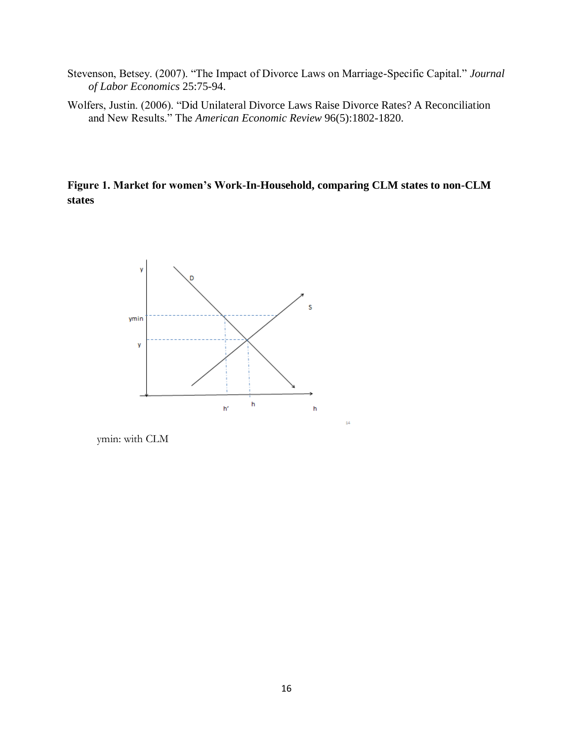Stevenson, Betsey. (2007). "The Impact of Divorce Laws on Marriage-Specific Capital." *Journal of Labor Economics* 25:75-94.

Wolfers, Justin. (2006). "Did Unilateral Divorce Laws Raise Divorce Rates? A Reconciliation and New Results." The *American Economic Review* 96(5):1802-1820.

**Figure 1. Market for women's Work-In-Household, comparing CLM states to non-CLM states**

ymin: with CLM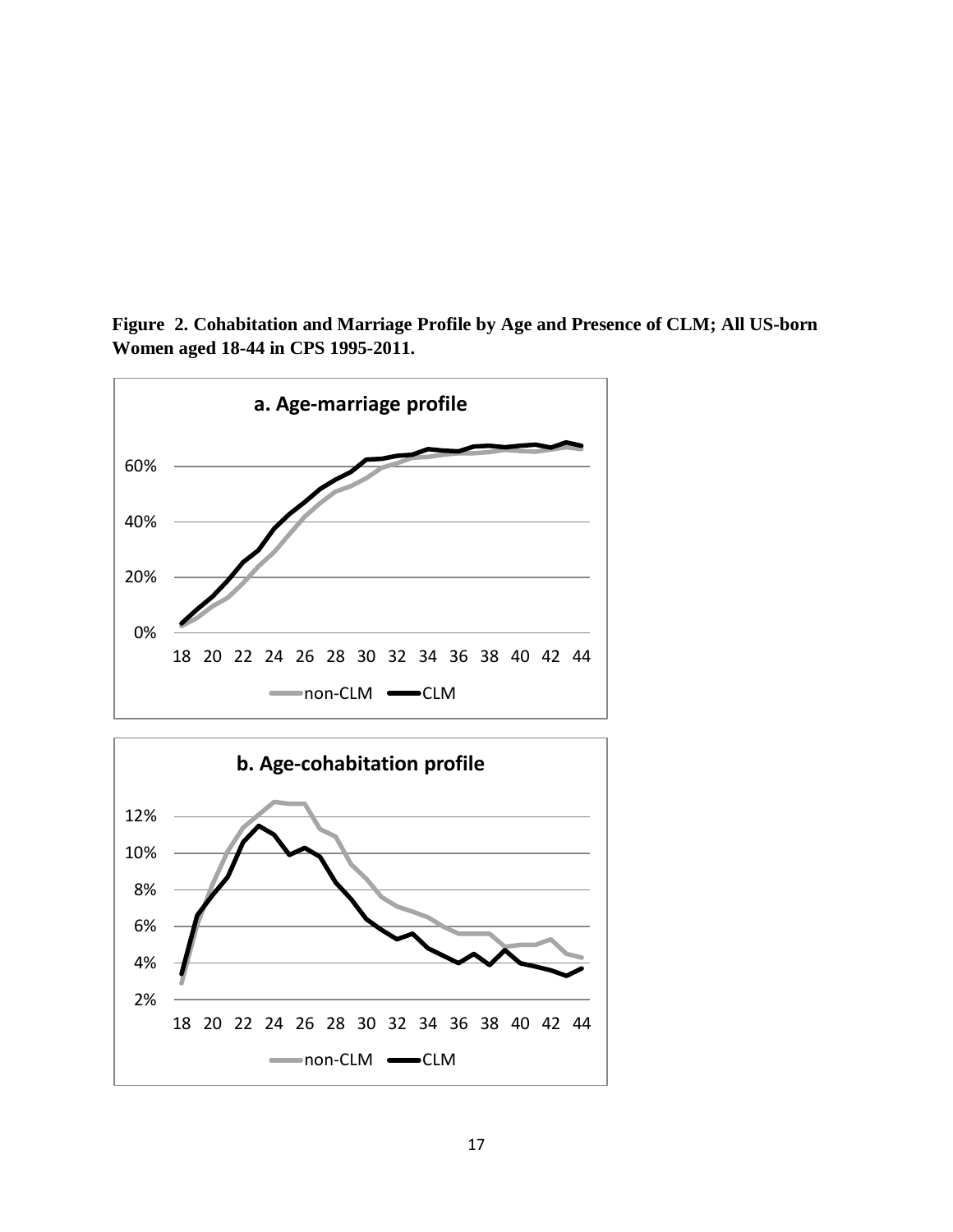**Figure 2. Cohabitation and Marriage Profile by Age and Presence of CLM; All US-born Women aged 18-44 in CPS 1995-2011.**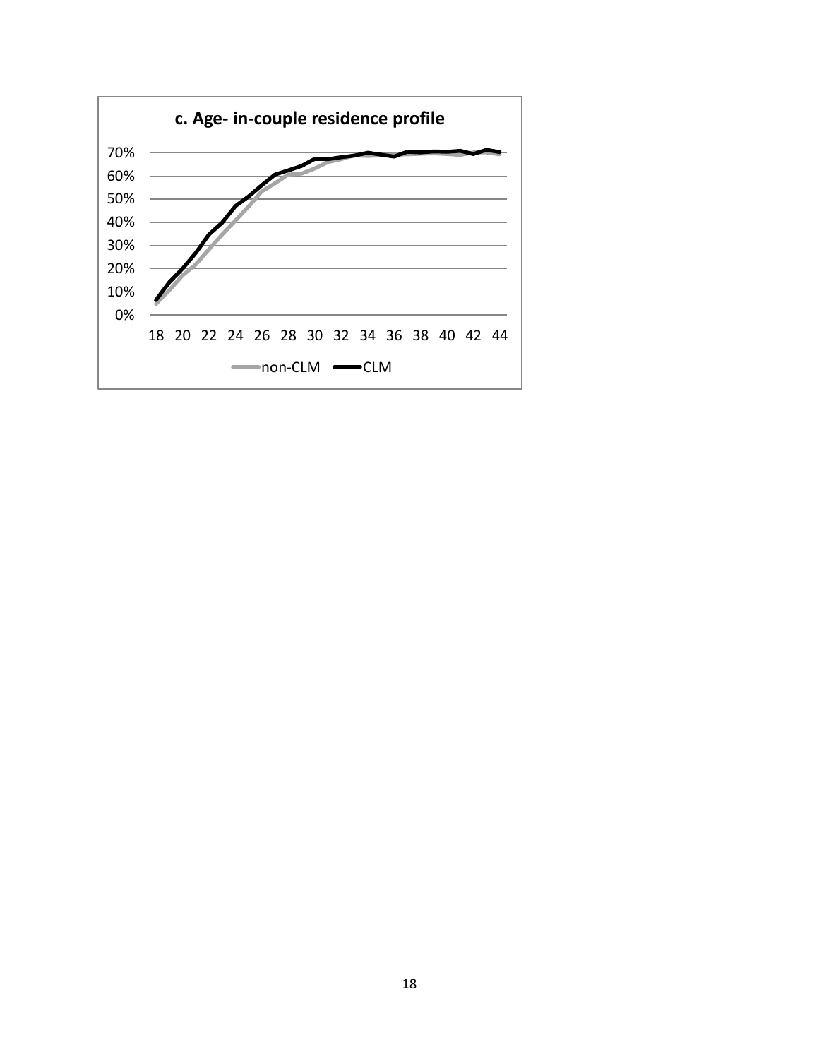**c. Age- in-couple residence profile**

70%
60%
50%
40%
30%
20%
10%
0%

18 20 22 24 26 28 30 32 34 36 38 40 42 44

non-CLM CLM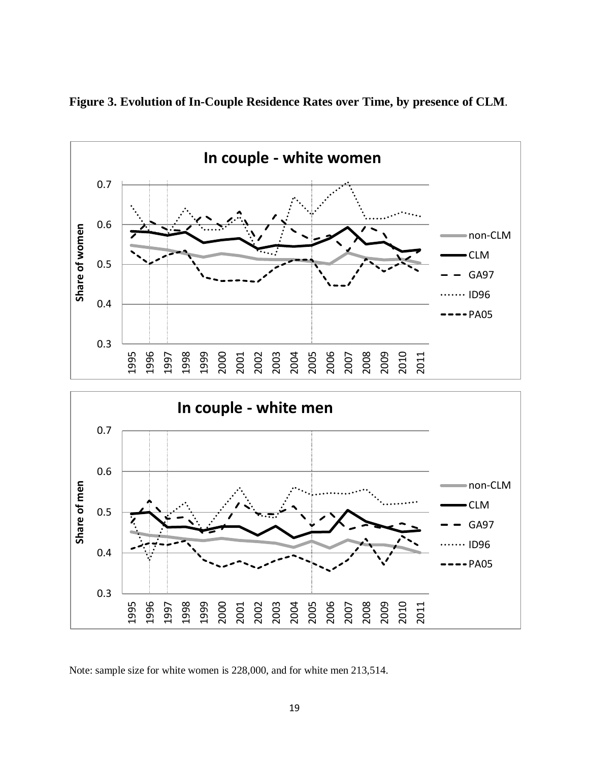**Figure 3. Evolution of In-Couple Residence Rates over Time, by presence of CLM**.

Note: sample size for white women is 228,000, and for white men 213,514.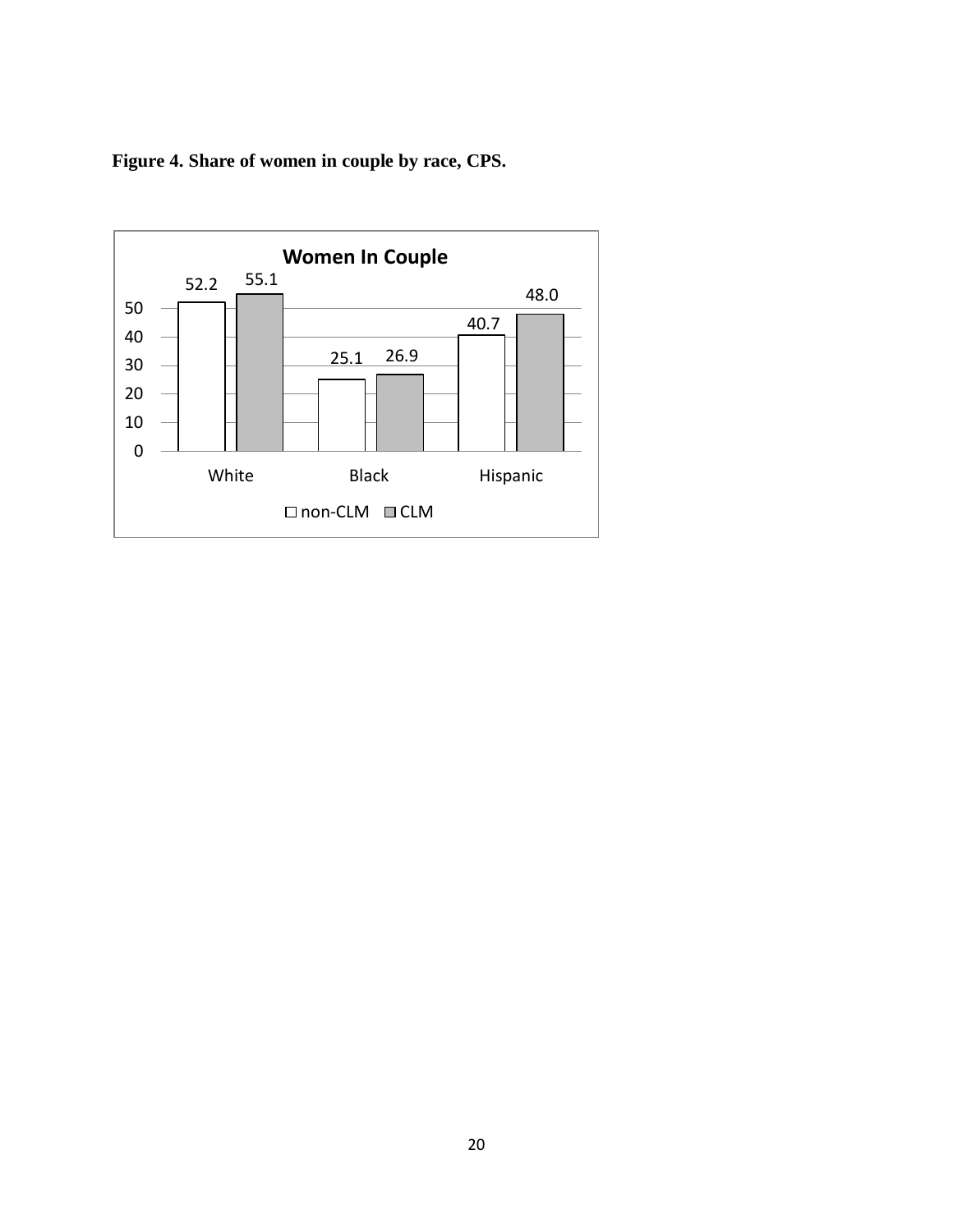**Figure 4. Share of women in couple by race, CPS.**

| | non-CLM | CLM |
|---|---|---|
| White | 52.2 | 55.1 |
| Black | 25.1 | 26.9 |
| Hispanic | 40.7 | 48.0 |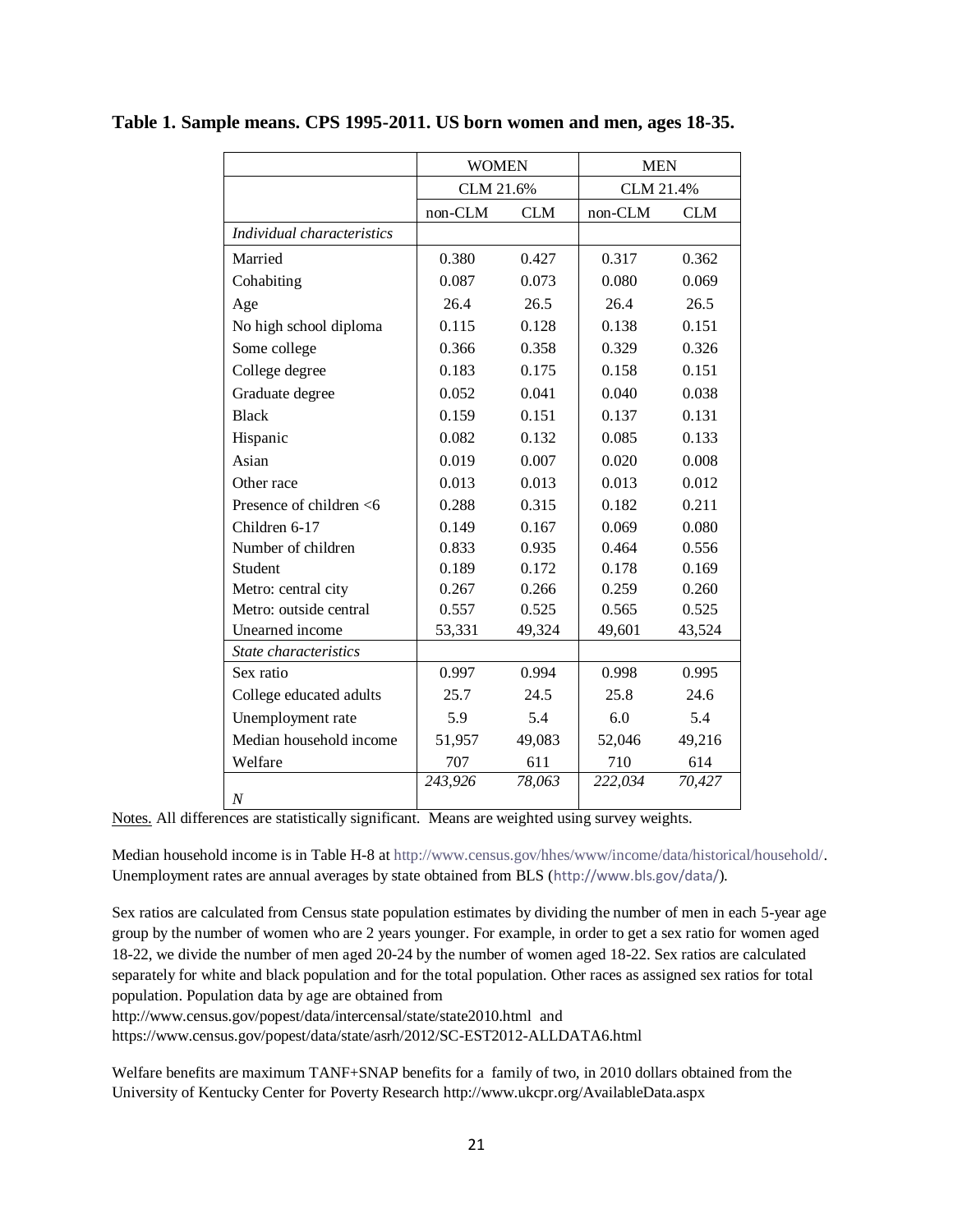**Table 1. Sample means. CPS 1995-2011. US born women and men, ages 18-35.**

| | WOMEN | | MEN | |
|---|---|---|---|---|
| | CLM 21.6% | | CLM 21.4% | |
| | non-CLM | CLM | non-CLM | CLM |
| *Individual characteristics* | | | | |
| Married | 0.380 | 0.427 | 0.317 | 0.362 |
| Cohabiting | 0.087 | 0.073 | 0.080 | 0.069 |
| Age | 26.4 | 26.5 | 26.4 | 26.5 |
| No high school diploma | 0.115 | 0.128 | 0.138 | 0.151 |
| Some college | 0.366 | 0.358 | 0.329 | 0.326 |
| College degree | 0.183 | 0.175 | 0.158 | 0.151 |
| Graduate degree | 0.052 | 0.041 | 0.040 | 0.038 |
| Black | 0.159 | 0.151 | 0.137 | 0.131 |
| Hispanic | 0.082 | 0.132 | 0.085 | 0.133 |
| Asian | 0.019 | 0.007 | 0.020 | 0.008 |
| Other race | 0.013 | 0.013 | 0.013 | 0.012 |
| Presence of children <6 | 0.288 | 0.315 | 0.182 | 0.211 |
| Children 6-17 | 0.149 | 0.167 | 0.069 | 0.080 |
| Number of children | 0.833 | 0.935 | 0.464 | 0.556 |
| Student | 0.189 | 0.172 | 0.178 | 0.169 |
| Metro: central city | 0.267 | 0.266 | 0.259 | 0.260 |
| Metro: outside central | 0.557 | 0.525 | 0.565 | 0.525 |
| Unearned income | 53,331 | 49,324 | 49,601 | 43,524 |
| *State characteristics* | | | | |
| Sex ratio | 0.997 | 0.994 | 0.998 | 0.995 |
| College educated adults | 25.7 | 24.5 | 25.8 | 24.6 |
| Unemployment rate | 5.9 | 5.4 | 6.0 | 5.4 |
| Median household income | 51,957 | 49,083 | 52,046 | 49,216 |
| Welfare | 707 | 611 | 710 | 614 |
| *N* | *243,926* | *78,063* | *222,034* | *70,427* |

Notes. All differences are statistically significant. Means are weighted using survey weights.

Median household income is in Table H-8 at http://www.census.gov/hhes/www/income/data/historical/household/. Unemployment rates are annual averages by state obtained from BLS (http://www.bls.gov/data/).

Sex ratios are calculated from Census state population estimates by dividing the number of men in each 5-year age group by the number of women who are 2 years younger. For example, in order to get a sex ratio for women aged 18-22, we divide the number of men aged 20-24 by the number of women aged 18-22. Sex ratios are calculated separately for white and black population and for the total population. Other races as assigned sex ratios for total population. Population data by age are obtained from
http://www.census.gov/popest/data/intercensal/state/state2010.html and
https://www.census.gov/popest/data/state/asrh/2012/SC-EST2012-ALLDATA6.html

Welfare benefits are maximum TANF+SNAP benefits for a family of two, in 2010 dollars obtained from the University of Kentucky Center for Poverty Research http://www.ukcpr.org/AvailableData.aspx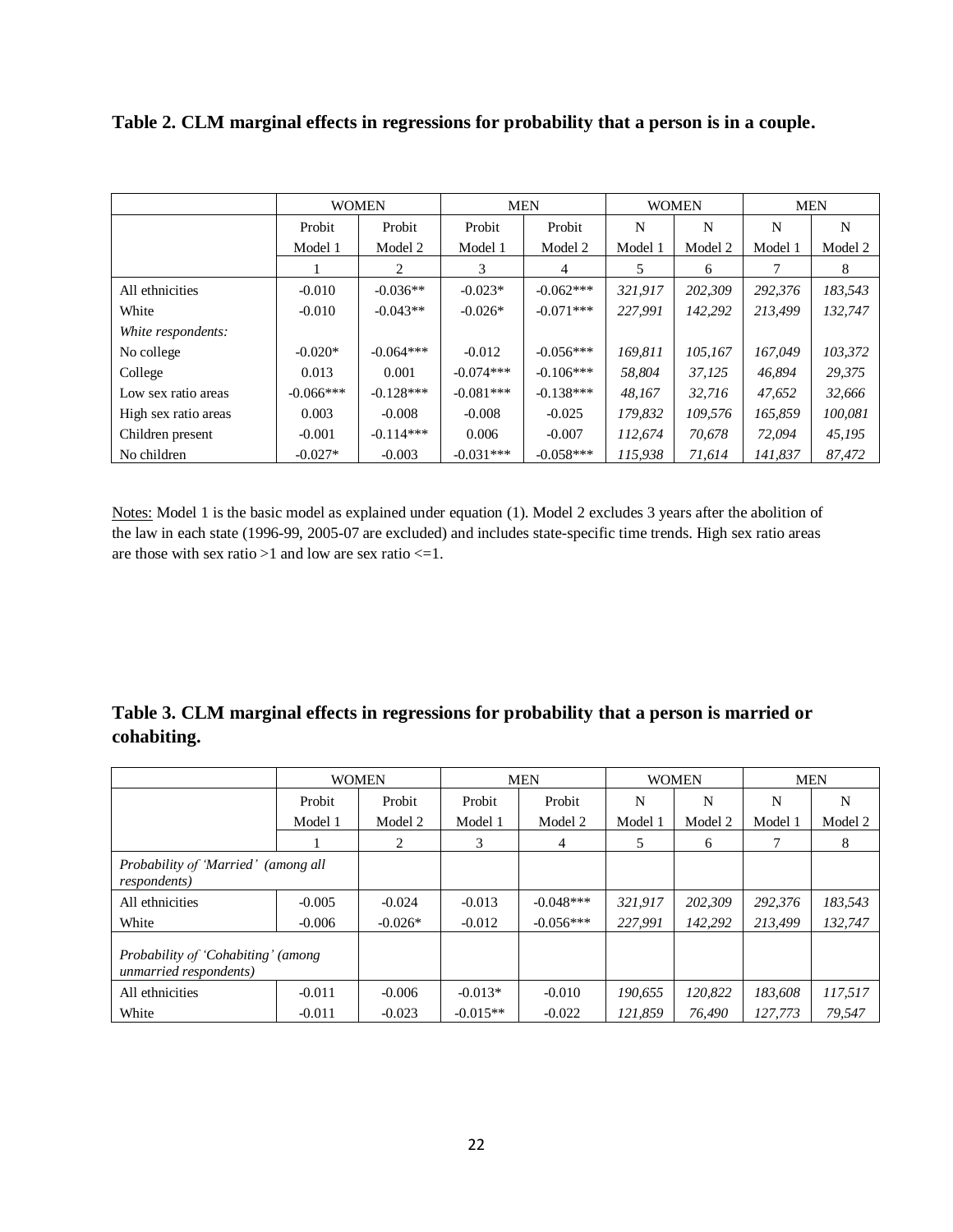**Table 2. CLM marginal effects in regressions for probability that a person is in a couple.**

| | WOMEN | | MEN | | WOMEN | | MEN | |
|---|---|---|---|---|---|---|---|---|
| | Probit | Probit | Probit | Probit | N | N | N | N |
| | Model 1 | Model 2 | Model 1 | Model 2 | Model 1 | Model 2 | Model 1 | Model 2 |
| | 1 | 2 | 3 | 4 | 5 | 6 | 7 | 8 |
| All ethnicities | -0.010 | -0.036** | -0.023* | -0.062*** | *321,917* | *202,309* | *292,376* | *183,543* |
| White | -0.010 | -0.043** | -0.026* | -0.071*** | *227,991* | *142,292* | *213,499* | *132,747* |
| *White respondents:* | | | | | | | | |
| No college | -0.020* | -0.064*** | -0.012 | -0.056*** | *169,811* | *105,167* | *167,049* | *103,372* |
| College | 0.013 | 0.001 | -0.074*** | -0.106*** | *58,804* | *37,125* | *46,894* | *29,375* |
| Low sex ratio areas | -0.066*** | -0.128*** | -0.081*** | -0.138*** | *48,167* | *32,716* | *47,652* | *32,666* |
| High sex ratio areas | 0.003 | -0.008 | -0.008 | -0.025 | *179,832* | *109,576* | *165,859* | *100,081* |
| Children present | -0.001 | -0.114*** | 0.006 | -0.007 | *112,674* | *70,678* | *72,094* | *45,195* |
| No children | -0.027* | -0.003 | -0.031*** | -0.058*** | *115,938* | *71,614* | *141,837* | *87,472* |

Notes: Model 1 is the basic model as explained under equation (1). Model 2 excludes 3 years after the abolition of the law in each state (1996-99, 2005-07 are excluded) and includes state-specific time trends. High sex ratio areas are those with sex ratio >1 and low are sex ratio <=1.

**Table 3. CLM marginal effects in regressions for probability that a person is married or cohabiting.**

| | WOMEN | | MEN | | WOMEN | | MEN | |
|---|---|---|---|---|---|---|---|---|
| | Probit | Probit | Probit | Probit | N | N | N | N |
| | Model 1 | Model 2 | Model 1 | Model 2 | Model 1 | Model 2 | Model 1 | Model 2 |
| | 1 | 2 | 3 | 4 | 5 | 6 | 7 | 8 |
| *Probability of 'Married' (among all respondents)* | | | | | | | | |
| All ethnicities | -0.005 | -0.024 | -0.013 | -0.048*** | *321,917* | *202,309* | *292,376* | *183,543* |
| White | -0.006 | -0.026* | -0.012 | -0.056*** | *227,991* | *142,292* | *213,499* | *132,747* |
| *Probability of 'Cohabiting' (among unmarried respondents)* | | | | | | | | |
| All ethnicities | -0.011 | -0.006 | -0.013* | -0.010 | *190,655* | *120,822* | *183,608* | *117,517* |
| White | -0.011 | -0.023 | -0.015** | -0.022 | *121,859* | *76,490* | *127,773* | *79,547* |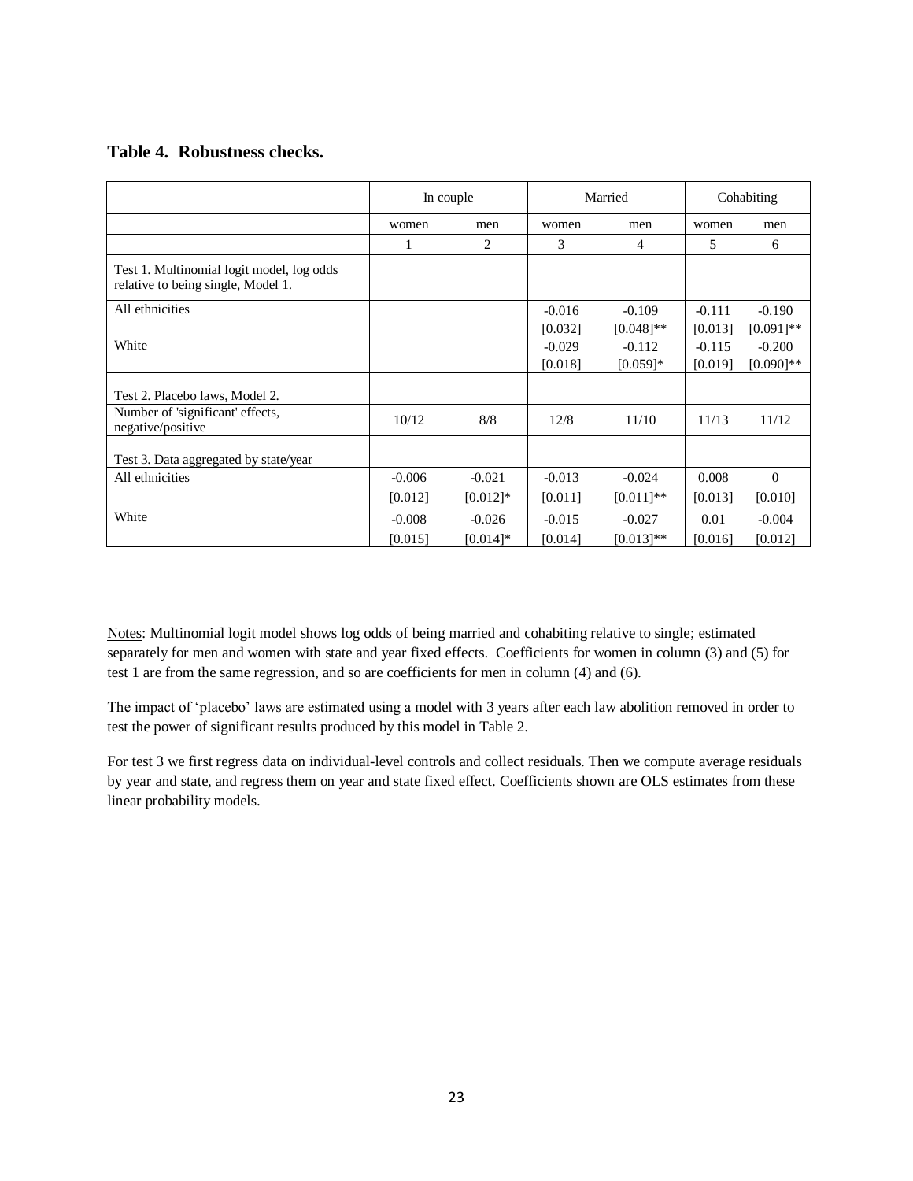**Table 4. Robustness checks.**

| | In couple | | Married | | Cohabiting | |
|---|---|---|---|---|---|---|
| | women | men | women | men | women | men |
| | 1 | 2 | 3 | 4 | 5 | 6 |
| Test 1. Multinomial logit model, log odds relative to being single, Model 1. | | | | | | |
| All ethnicities | | | -0.016 | -0.109 | -0.111 | -0.190 |
| | | | [0.032] | [0.048]** | [0.013] | [0.091]** |
| White | | | -0.029 | -0.112 | -0.115 | -0.200 |
| | | | [0.018] | [0.059]* | [0.019] | [0.090]** |
| Test 2. Placebo laws, Model 2. | | | | | | |
| Number of 'significant' effects, negative/positive | 10/12 | 8/8 | 12/8 | 11/10 | 11/13 | 11/12 |
| Test 3. Data aggregated by state/year | | | | | | |
| All ethnicities | -0.006 | -0.021 | -0.013 | -0.024 | 0.008 | 0 |
| | [0.012] | [0.012]* | [0.011] | [0.011]** | [0.013] | [0.010] |
| White | -0.008 | -0.026 | -0.015 | -0.027 | 0.01 | -0.004 |
| | [0.015] | [0.014]* | [0.014] | [0.013]** | [0.016] | [0.012] |

Notes: Multinomial logit model shows log odds of being married and cohabiting relative to single; estimated separately for men and women with state and year fixed effects. Coefficients for women in column (3) and (5) for test 1 are from the same regression, and so are coefficients for men in column (4) and (6).

The impact of 'placebo' laws are estimated using a model with 3 years after each law abolition removed in order to test the power of significant results produced by this model in Table 2.

For test 3 we first regress data on individual-level controls and collect residuals. Then we compute average residuals by year and state, and regress them on year and state fixed effect. Coefficients shown are OLS estimates from these linear probability models.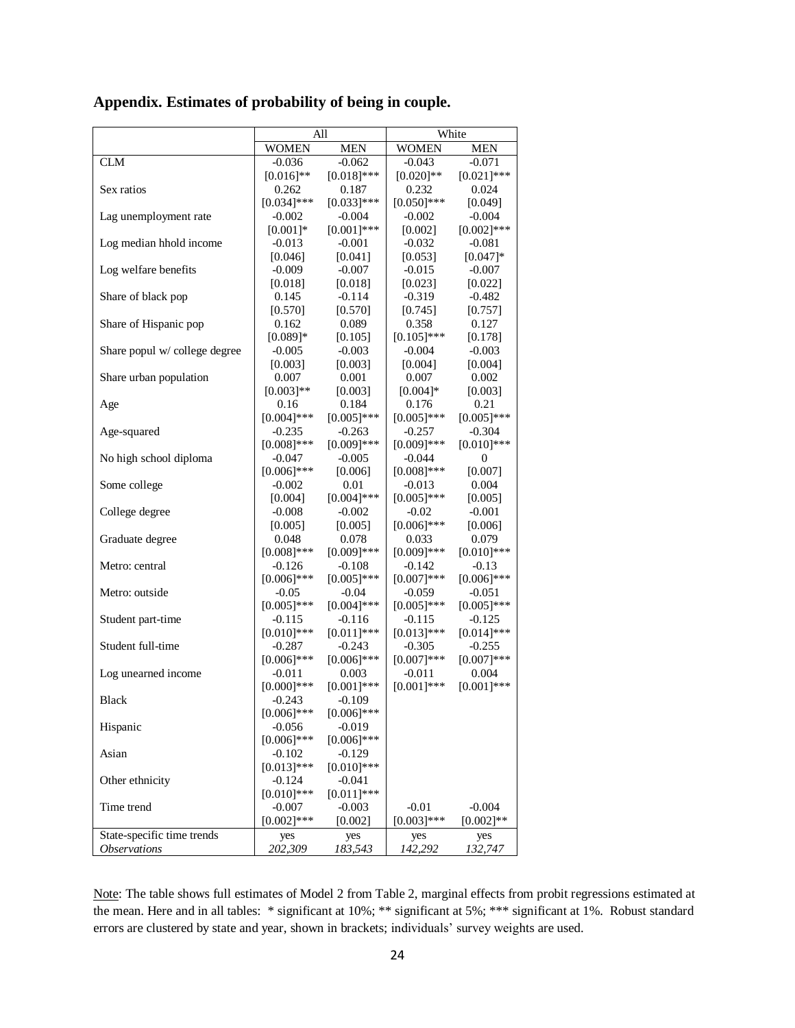## Appendix. Estimates of probability of being in couple.

| | All | | White | |
|---|---|---|---|---|
| | WOMEN | MEN | WOMEN | MEN |
| CLM | -0.036 | -0.062 | -0.043 | -0.071 |
| | [0.016]** | [0.018]*** | [0.020]** | [0.021]*** |
| Sex ratios | 0.262 | 0.187 | 0.232 | 0.024 |
| | [0.034]*** | [0.033]*** | [0.050]*** | [0.049] |
| Lag unemployment rate | -0.002 | -0.004 | -0.002 | -0.004 |
| | [0.001]* | [0.001]*** | [0.002] | [0.002]*** |
| Log median hhold income | -0.013 | -0.001 | -0.032 | -0.081 |
| | [0.046] | [0.041] | [0.053] | [0.047]* |
| Log welfare benefits | -0.009 | -0.007 | -0.015 | -0.007 |
| | [0.018] | [0.018] | [0.023] | [0.022] |
| Share of black pop | 0.145 | -0.114 | -0.319 | -0.482 |
| | [0.570] | [0.570] | [0.745] | [0.757] |
| Share of Hispanic pop | 0.162 | 0.089 | 0.358 | 0.127 |
| | [0.089]* | [0.105] | [0.105]*** | [0.178] |
| Share popul w/ college degree | -0.005 | -0.003 | -0.004 | -0.003 |
| | [0.003] | [0.003] | [0.004] | [0.004] |
| Share urban population | 0.007 | 0.001 | 0.007 | 0.002 |
| | [0.003]** | [0.003] | [0.004]* | [0.003] |
| Age | 0.16 | 0.184 | 0.176 | 0.21 |
| | [0.004]*** | [0.005]*** | [0.005]*** | [0.005]*** |
| Age-squared | -0.235 | -0.263 | -0.257 | -0.304 |
| | [0.008]*** | [0.009]*** | [0.009]*** | [0.010]*** |
| No high school diploma | -0.047 | -0.005 | -0.044 | 0 |
| | [0.006]*** | [0.006] | [0.008]*** | [0.007] |
| Some college | -0.002 | 0.01 | -0.013 | 0.004 |
| | [0.004] | [0.004]*** | [0.005]*** | [0.005] |
| College degree | -0.008 | -0.002 | -0.02 | -0.001 |
| | [0.005] | [0.005] | [0.006]*** | [0.006] |
| Graduate degree | 0.048 | 0.078 | 0.033 | 0.079 |
| | [0.008]*** | [0.009]*** | [0.009]*** | [0.010]*** |
| Metro: central | -0.126 | -0.108 | -0.142 | -0.13 |
| | [0.006]*** | [0.005]*** | [0.007]*** | [0.006]*** |
| Metro: outside | -0.05 | -0.04 | -0.059 | -0.051 |
| | [0.005]*** | [0.004]*** | [0.005]*** | [0.005]*** |
| Student part-time | -0.115 | -0.116 | -0.115 | -0.125 |
| | [0.010]*** | [0.011]*** | [0.013]*** | [0.014]*** |
| Student full-time | -0.287 | -0.243 | -0.305 | -0.255 |
| | [0.006]*** | [0.006]*** | [0.007]*** | [0.007]*** |
| Log unearned income | -0.011 | 0.003 | -0.011 | 0.004 |
| | [0.000]*** | [0.001]*** | [0.001]*** | [0.001]*** |
| Black | -0.243 | -0.109 | | |
| | [0.006]*** | [0.006]*** | | |
| Hispanic | -0.056 | -0.019 | | |
| | [0.006]*** | [0.006]*** | | |
| Asian | -0.102 | -0.129 | | |
| | [0.013]*** | [0.010]*** | | |
| Other ethnicity | -0.124 | -0.041 | | |
| | [0.010]*** | [0.011]*** | | |
| Time trend | -0.007 | -0.003 | -0.01 | -0.004 |
| | [0.002]*** | [0.002] | [0.003]*** | [0.002]** |
| State-specific time trends | yes | yes | yes | yes |
| *Observations* | *202,309* | *183,543* | *142,292* | *132,747* |

Note: The table shows full estimates of Model 2 from Table 2, marginal effects from probit regressions estimated at the mean. Here and in all tables: * significant at 10%; ** significant at 5%; *** significant at 1%. Robust standard errors are clustered by state and year, shown in brackets; individuals' survey weights are used.